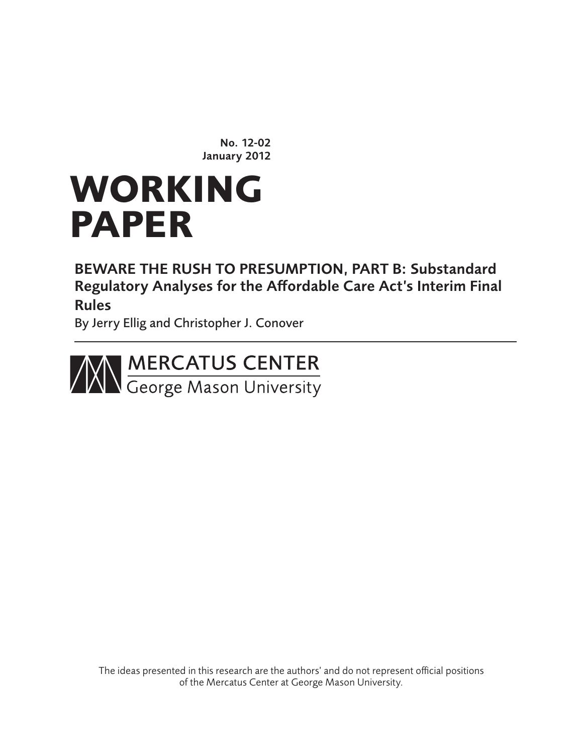No. 12-02
January 2012

# WORKING PAPER

## BEWARE THE RUSH TO PRESUMPTION, PART B: Substandard Regulatory Analyses for the Affordable Care Act's Interim Final Rules

By Jerry Ellig and Christopher J. Conover

MERCATUS CENTER
George Mason University

The ideas presented in this research are the authors' and do not represent official positions of the Mercatus Center at George Mason University.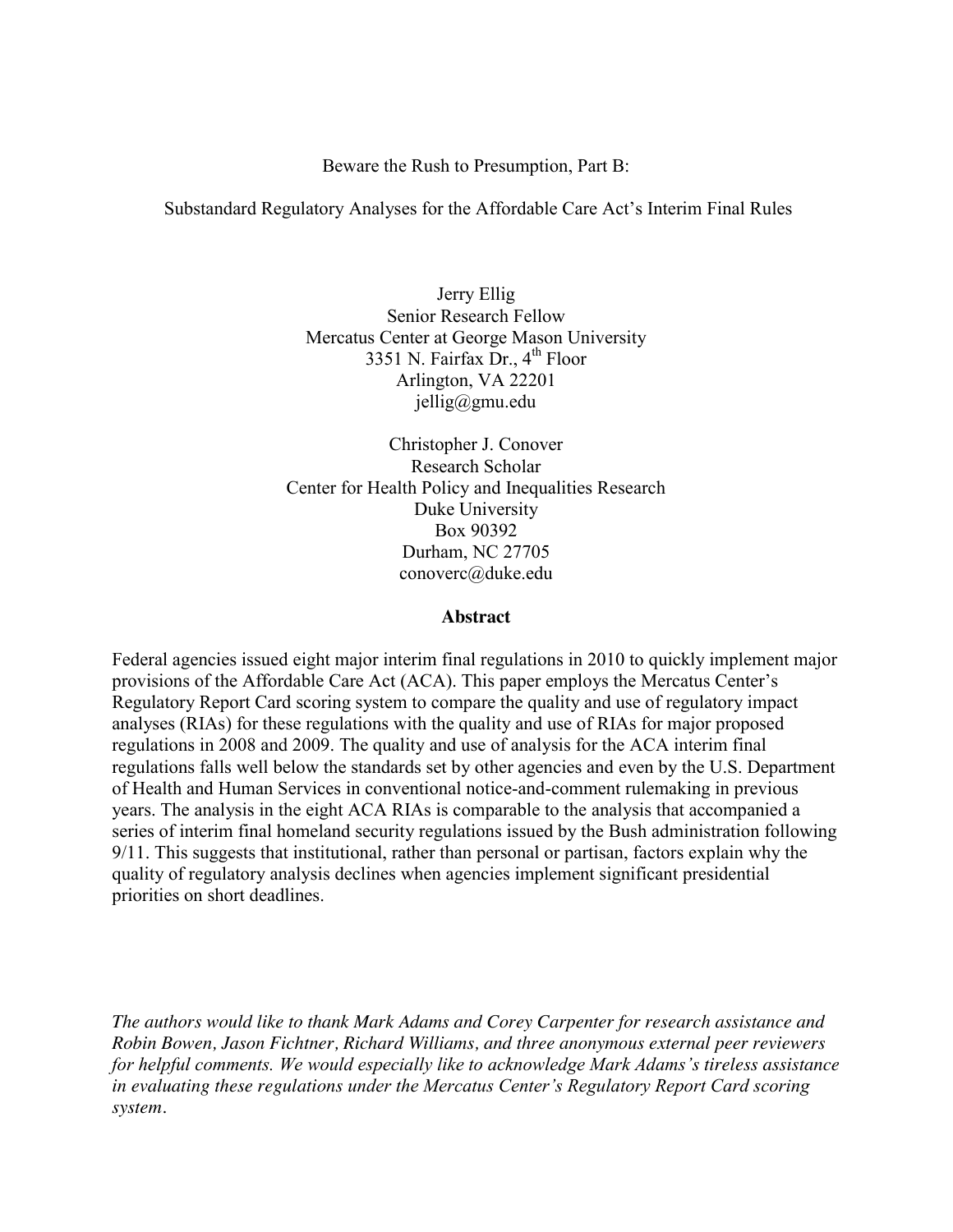Beware the Rush to Presumption, Part B:

Substandard Regulatory Analyses for the Affordable Care Act's Interim Final Rules

Jerry Ellig
Senior Research Fellow
Mercatus Center at George Mason University
3351 N. Fairfax Dr., 4th Floor
Arlington, VA 22201
jellig@gmu.edu

Christopher J. Conover
Research Scholar
Center for Health Policy and Inequalities Research
Duke University
Box 90392
Durham, NC 27705
conoverc@duke.edu

## Abstract

Federal agencies issued eight major interim final regulations in 2010 to quickly implement major provisions of the Affordable Care Act (ACA). This paper employs the Mercatus Center's Regulatory Report Card scoring system to compare the quality and use of regulatory impact analyses (RIAs) for these regulations with the quality and use of RIAs for major proposed regulations in 2008 and 2009. The quality and use of analysis for the ACA interim final regulations falls well below the standards set by other agencies and even by the U.S. Department of Health and Human Services in conventional notice-and-comment rulemaking in previous years. The analysis in the eight ACA RIAs is comparable to the analysis that accompanied a series of interim final homeland security regulations issued by the Bush administration following 9/11. This suggests that institutional, rather than personal or partisan, factors explain why the quality of regulatory analysis declines when agencies implement significant presidential priorities on short deadlines.

*The authors would like to thank Mark Adams and Corey Carpenter for research assistance and Robin Bowen, Jason Fichtner, Richard Williams, and three anonymous external peer reviewers for helpful comments. We would especially like to acknowledge Mark Adams's tireless assistance in evaluating these regulations under the Mercatus Center's Regulatory Report Card scoring system.*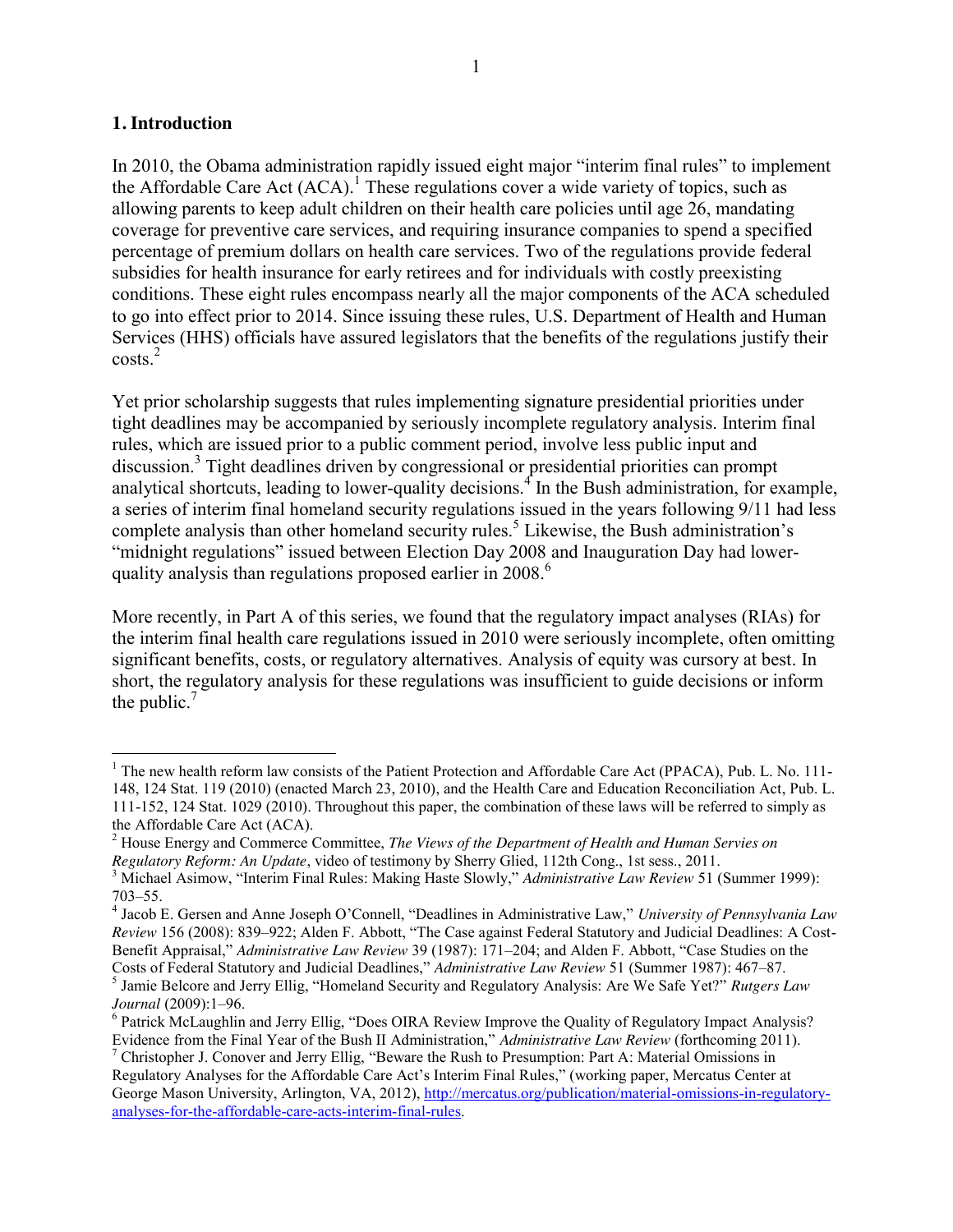## 1. Introduction

In 2010, the Obama administration rapidly issued eight major "interim final rules" to implement the Affordable Care Act (ACA).[1] These regulations cover a wide variety of topics, such as allowing parents to keep adult children on their health care policies until age 26, mandating coverage for preventive care services, and requiring insurance companies to spend a specified percentage of premium dollars on health care services. Two of the regulations provide federal subsidies for health insurance for early retirees and for individuals with costly preexisting conditions. These eight rules encompass nearly all the major components of the ACA scheduled to go into effect prior to 2014. Since issuing these rules, U.S. Department of Health and Human Services (HHS) officials have assured legislators that the benefits of the regulations justify their costs.[2]

Yet prior scholarship suggests that rules implementing signature presidential priorities under tight deadlines may be accompanied by seriously incomplete regulatory analysis. Interim final rules, which are issued prior to a public comment period, involve less public input and discussion.[3] Tight deadlines driven by congressional or presidential priorities can prompt analytical shortcuts, leading to lower-quality decisions.[4] In the Bush administration, for example, a series of interim final homeland security regulations issued in the years following 9/11 had less complete analysis than other homeland security rules.[5] Likewise, the Bush administration's "midnight regulations" issued between Election Day 2008 and Inauguration Day had lower-quality analysis than regulations proposed earlier in 2008.[6]

More recently, in Part A of this series, we found that the regulatory impact analyses (RIAs) for the interim final health care regulations issued in 2010 were seriously incomplete, often omitting significant benefits, costs, or regulatory alternatives. Analysis of equity was cursory at best. In short, the regulatory analysis for these regulations was insufficient to guide decisions or inform the public.[7]

---

[1] The new health reform law consists of the Patient Protection and Affordable Care Act (PPACA), Pub. L. No. 111-148, 124 Stat. 119 (2010) (enacted March 23, 2010), and the Health Care and Education Reconciliation Act, Pub. L. 111-152, 124 Stat. 1029 (2010). Throughout this paper, the combination of these laws will be referred to simply as the Affordable Care Act (ACA).

[2] House Energy and Commerce Committee, *The Views of the Department of Health and Human Servies on Regulatory Reform: An Update*, video of testimony by Sherry Glied, 112th Cong., 1st sess., 2011.

[3] Michael Asimow, "Interim Final Rules: Making Haste Slowly," *Administrative Law Review* 51 (Summer 1999): 703–55.

[4] Jacob E. Gersen and Anne Joseph O'Connell, "Deadlines in Administrative Law," *University of Pennsylvania Law Review* 156 (2008): 839–922; Alden F. Abbott, "The Case against Federal Statutory and Judicial Deadlines: A Cost-Benefit Appraisal," *Administrative Law Review* 39 (1987): 171–204; and Alden F. Abbott, "Case Studies on the Costs of Federal Statutory and Judicial Deadlines," *Administrative Law Review* 51 (Summer 1987): 467–87.

[5] Jamie Belcore and Jerry Ellig, "Homeland Security and Regulatory Analysis: Are We Safe Yet?" *Rutgers Law Journal* (2009):1–96.

[6] Patrick McLaughlin and Jerry Ellig, "Does OIRA Review Improve the Quality of Regulatory Impact Analysis? Evidence from the Final Year of the Bush II Administration," *Administrative Law Review* (forthcoming 2011).

[7] Christopher J. Conover and Jerry Ellig, "Beware the Rush to Presumption: Part A: Material Omissions in Regulatory Analyses for the Affordable Care Act's Interim Final Rules," (working paper, Mercatus Center at George Mason University, Arlington, VA, 2012), http://mercatus.org/publication/material-omissions-in-regulatory-analyses-for-the-affordable-care-acts-interim-final-rules.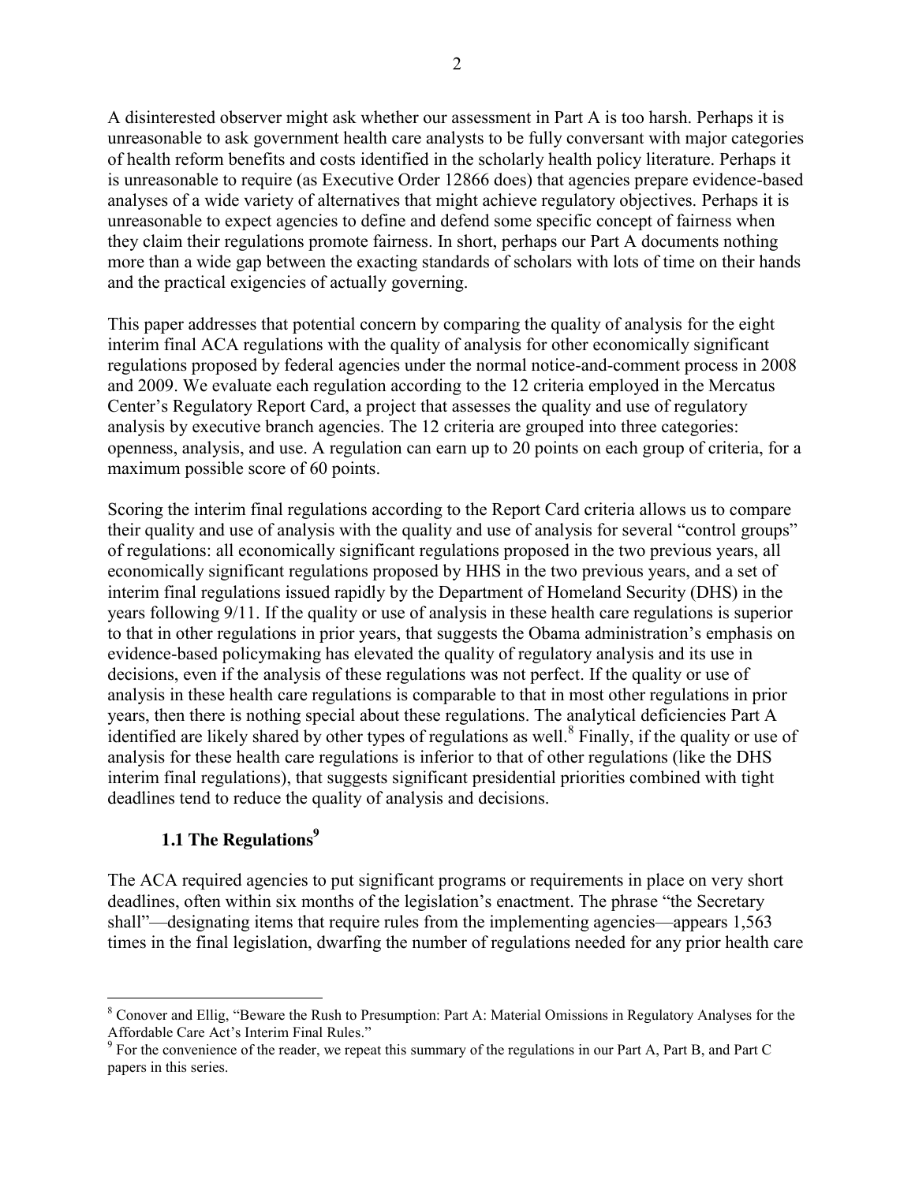A disinterested observer might ask whether our assessment in Part A is too harsh. Perhaps it is unreasonable to ask government health care analysts to be fully conversant with major categories of health reform benefits and costs identified in the scholarly health policy literature. Perhaps it is unreasonable to require (as Executive Order 12866 does) that agencies prepare evidence-based analyses of a wide variety of alternatives that might achieve regulatory objectives. Perhaps it is unreasonable to expect agencies to define and defend some specific concept of fairness when they claim their regulations promote fairness. In short, perhaps our Part A documents nothing more than a wide gap between the exacting standards of scholars with lots of time on their hands and the practical exigencies of actually governing.

This paper addresses that potential concern by comparing the quality of analysis for the eight interim final ACA regulations with the quality of analysis for other economically significant regulations proposed by federal agencies under the normal notice-and-comment process in 2008 and 2009. We evaluate each regulation according to the 12 criteria employed in the Mercatus Center's Regulatory Report Card, a project that assesses the quality and use of regulatory analysis by executive branch agencies. The 12 criteria are grouped into three categories: openness, analysis, and use. A regulation can earn up to 20 points on each group of criteria, for a maximum possible score of 60 points.

Scoring the interim final regulations according to the Report Card criteria allows us to compare their quality and use of analysis with the quality and use of analysis for several "control groups" of regulations: all economically significant regulations proposed in the two previous years, all economically significant regulations proposed by HHS in the two previous years, and a set of interim final regulations issued rapidly by the Department of Homeland Security (DHS) in the years following 9/11. If the quality or use of analysis in these health care regulations is superior to that in other regulations in prior years, that suggests the Obama administration's emphasis on evidence-based policymaking has elevated the quality of regulatory analysis and its use in decisions, even if the analysis of these regulations was not perfect. If the quality or use of analysis in these health care regulations is comparable to that in most other regulations in prior years, then there is nothing special about these regulations. The analytical deficiencies Part A identified are likely shared by other types of regulations as well.[8] Finally, if the quality or use of analysis for these health care regulations is inferior to that of other regulations (like the DHS interim final regulations), that suggests significant presidential priorities combined with tight deadlines tend to reduce the quality of analysis and decisions.

### 1.1 The Regulations[9]

The ACA required agencies to put significant programs or requirements in place on very short deadlines, often within six months of the legislation's enactment. The phrase "the Secretary shall"—designating items that require rules from the implementing agencies—appears 1,563 times in the final legislation, dwarfing the number of regulations needed for any prior health care

[8] Conover and Ellig, "Beware the Rush to Presumption: Part A: Material Omissions in Regulatory Analyses for the Affordable Care Act's Interim Final Rules."

[9] For the convenience of the reader, we repeat this summary of the regulations in our Part A, Part B, and Part C papers in this series.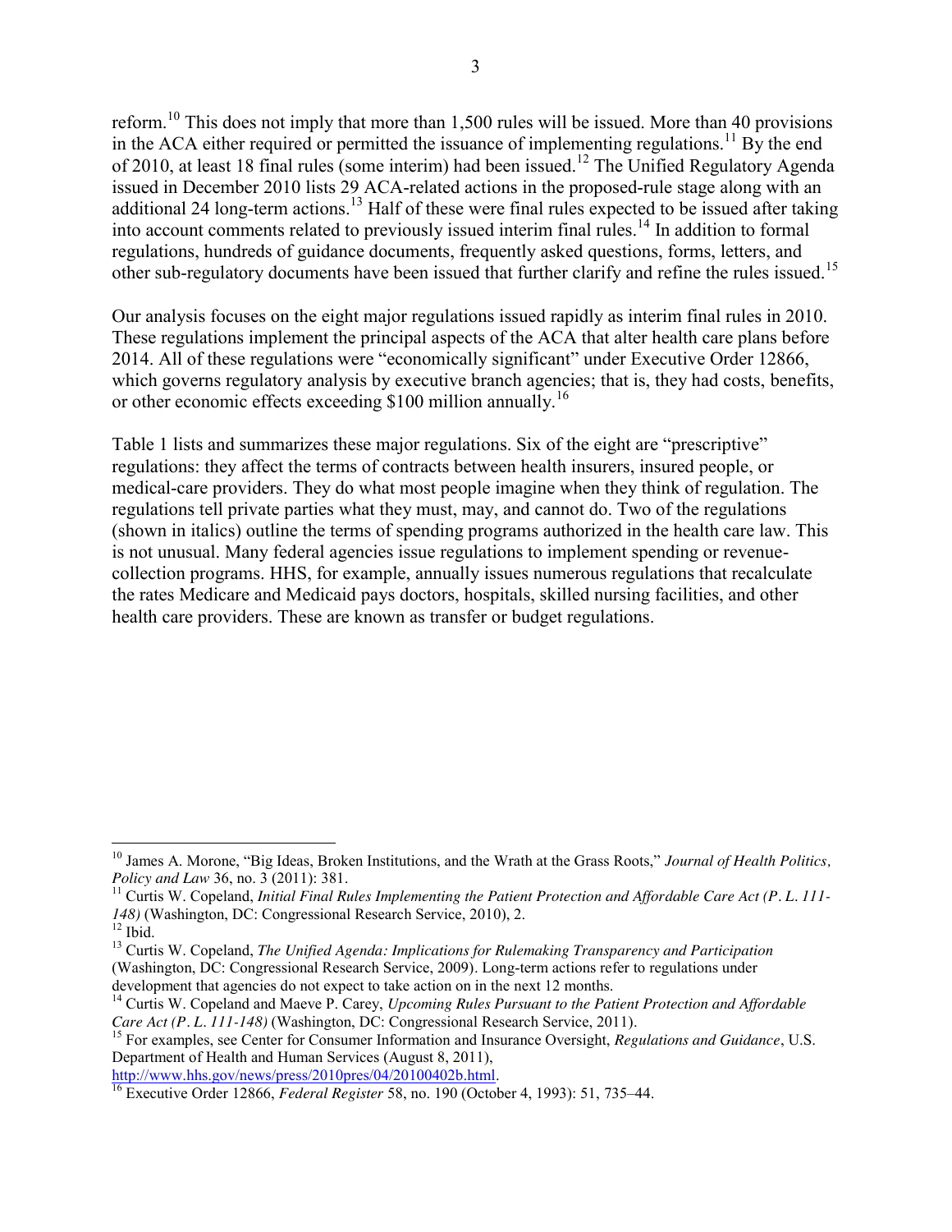reform.[10] This does not imply that more than 1,500 rules will be issued. More than 40 provisions in the ACA either required or permitted the issuance of implementing regulations.[11] By the end of 2010, at least 18 final rules (some interim) had been issued.[12] The Unified Regulatory Agenda issued in December 2010 lists 29 ACA-related actions in the proposed-rule stage along with an additional 24 long-term actions.[13] Half of these were final rules expected to be issued after taking into account comments related to previously issued interim final rules.[14] In addition to formal regulations, hundreds of guidance documents, frequently asked questions, forms, letters, and other sub-regulatory documents have been issued that further clarify and refine the rules issued.[15]

Our analysis focuses on the eight major regulations issued rapidly as interim final rules in 2010. These regulations implement the principal aspects of the ACA that alter health care plans before 2014. All of these regulations were "economically significant" under Executive Order 12866, which governs regulatory analysis by executive branch agencies; that is, they had costs, benefits, or other economic effects exceeding $100 million annually.[16]

Table 1 lists and summarizes these major regulations. Six of the eight are "prescriptive" regulations: they affect the terms of contracts between health insurers, insured people, or medical-care providers. They do what most people imagine when they think of regulation. The regulations tell private parties what they must, may, and cannot do. Two of the regulations (shown in italics) outline the terms of spending programs authorized in the health care law. This is not unusual. Many federal agencies issue regulations to implement spending or revenue-collection programs. HHS, for example, annually issues numerous regulations that recalculate the rates Medicare and Medicaid pays doctors, hospitals, skilled nursing facilities, and other health care providers. These are known as transfer or budget regulations.

---

[10] James A. Morone, "Big Ideas, Broken Institutions, and the Wrath at the Grass Roots," *Journal of Health Politics, Policy and Law* 36, no. 3 (2011): 381.

[11] Curtis W. Copeland, *Initial Final Rules Implementing the Patient Protection and Affordable Care Act (P. L. 111-148)* (Washington, DC: Congressional Research Service, 2010), 2.

[12] Ibid.

[13] Curtis W. Copeland, *The Unified Agenda: Implications for Rulemaking Transparency and Participation* (Washington, DC: Congressional Research Service, 2009). Long-term actions refer to regulations under development that agencies do not expect to take action on in the next 12 months.

[14] Curtis W. Copeland and Maeve P. Carey, *Upcoming Rules Pursuant to the Patient Protection and Affordable Care Act (P. L. 111-148)* (Washington, DC: Congressional Research Service, 2011).

[15] For examples, see Center for Consumer Information and Insurance Oversight, *Regulations and Guidance*, U.S. Department of Health and Human Services (August 8, 2011), http://www.hhs.gov/news/press/2010pres/04/20100402b.html.

[16] Executive Order 12866, *Federal Register* 58, no. 190 (October 4, 1993): 51, 735–44.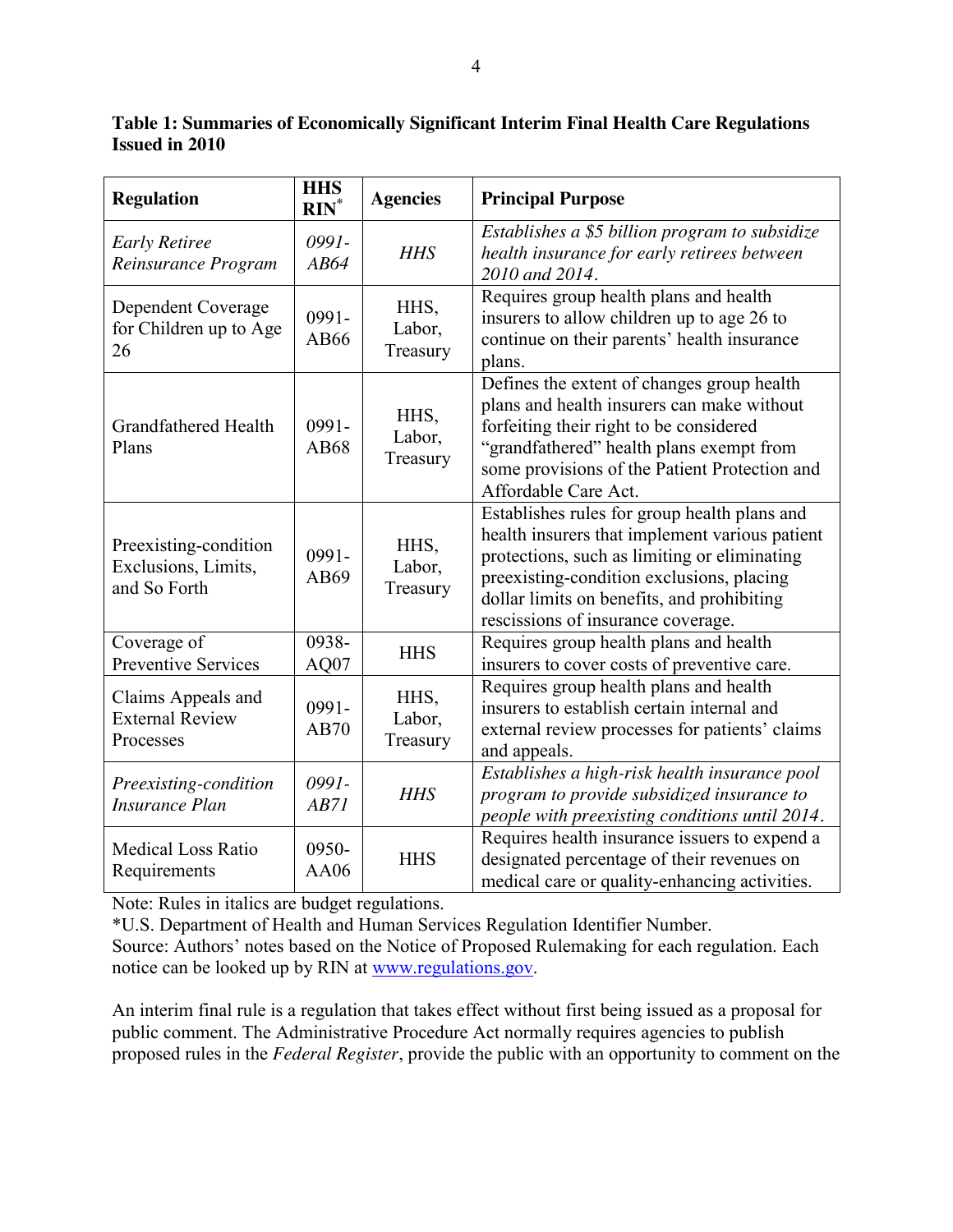**Table 1: Summaries of Economically Significant Interim Final Health Care Regulations Issued in 2010**

| Regulation | HHS RIN* | Agencies | Principal Purpose |
|---|---|---|---|
| *Early Retiree Reinsurance Program* | *0991-AB64* | *HHS* | *Establishes a $5 billion program to subsidize health insurance for early retirees between 2010 and 2014.* |
| Dependent Coverage for Children up to Age 26 | 0991-AB66 | HHS, Labor, Treasury | Requires group health plans and health insurers to allow children up to age 26 to continue on their parents' health insurance plans. |
| Grandfathered Health Plans | 0991-AB68 | HHS, Labor, Treasury | Defines the extent of changes group health plans and health insurers can make without forfeiting their right to be considered "grandfathered" health plans exempt from some provisions of the Patient Protection and Affordable Care Act. |
| Preexisting-condition Exclusions, Limits, and So Forth | 0991-AB69 | HHS, Labor, Treasury | Establishes rules for group health plans and health insurers that implement various patient protections, such as limiting or eliminating preexisting-condition exclusions, placing dollar limits on benefits, and prohibiting rescissions of insurance coverage. |
| Coverage of Preventive Services | 0938-AQ07 | HHS | Requires group health plans and health insurers to cover costs of preventive care. |
| Claims Appeals and External Review Processes | 0991-AB70 | HHS, Labor, Treasury | Requires group health plans and health insurers to establish certain internal and external review processes for patients' claims and appeals. |
| *Preexisting-condition Insurance Plan* | *0991-AB71* | *HHS* | *Establishes a high-risk health insurance pool program to provide subsidized insurance to people with preexisting conditions until 2014.* |
| Medical Loss Ratio Requirements | 0950-AA06 | HHS | Requires health insurance issuers to expend a designated percentage of their revenues on medical care or quality-enhancing activities. |

Note: Rules in italics are budget regulations.
*U.S. Department of Health and Human Services Regulation Identifier Number.
Source: Authors' notes based on the Notice of Proposed Rulemaking for each regulation. Each notice can be looked up by RIN at www.regulations.gov.

An interim final rule is a regulation that takes effect without first being issued as a proposal for public comment. The Administrative Procedure Act normally requires agencies to publish proposed rules in the *Federal Register*, provide the public with an opportunity to comment on the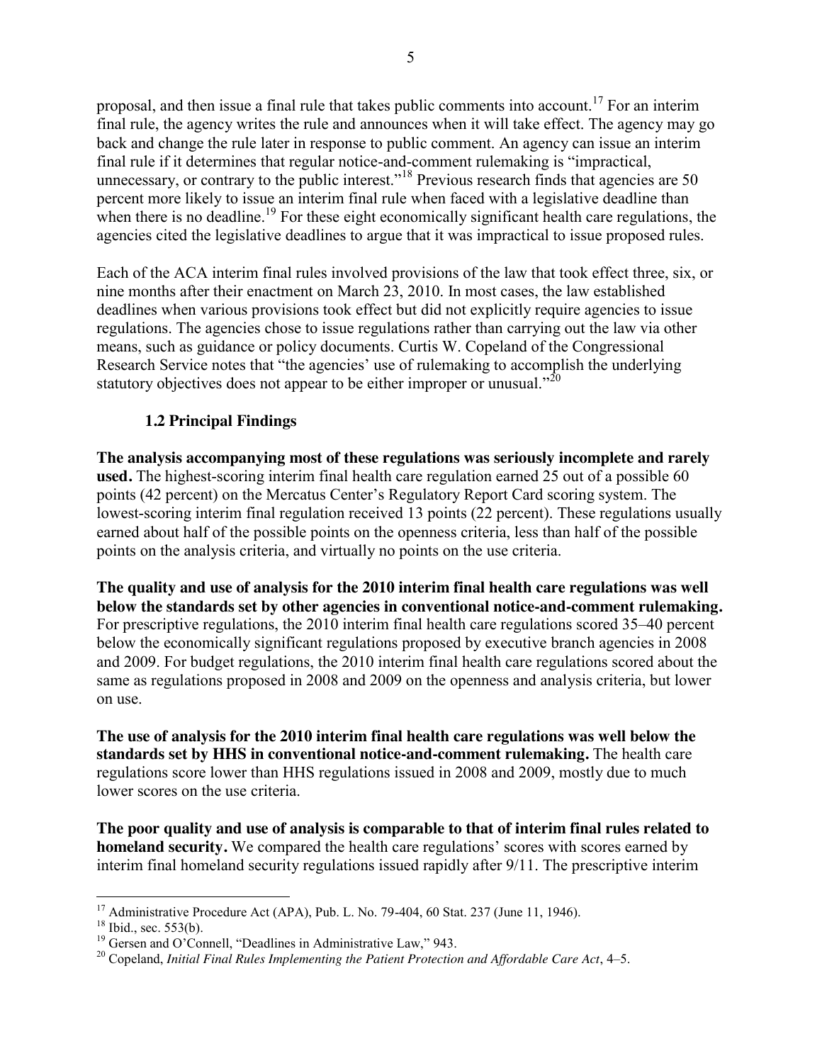proposal, and then issue a final rule that takes public comments into account.[17] For an interim final rule, the agency writes the rule and announces when it will take effect. The agency may go back and change the rule later in response to public comment. An agency can issue an interim final rule if it determines that regular notice-and-comment rulemaking is "impractical, unnecessary, or contrary to the public interest."[18] Previous research finds that agencies are 50 percent more likely to issue an interim final rule when faced with a legislative deadline than when there is no deadline.[19] For these eight economically significant health care regulations, the agencies cited the legislative deadlines to argue that it was impractical to issue proposed rules.

Each of the ACA interim final rules involved provisions of the law that took effect three, six, or nine months after their enactment on March 23, 2010. In most cases, the law established deadlines when various provisions took effect but did not explicitly require agencies to issue regulations. The agencies chose to issue regulations rather than carrying out the law via other means, such as guidance or policy documents. Curtis W. Copeland of the Congressional Research Service notes that "the agencies' use of rulemaking to accomplish the underlying statutory objectives does not appear to be either improper or unusual."[20]

### 1.2 Principal Findings

**The analysis accompanying most of these regulations was seriously incomplete and rarely used.** The highest-scoring interim final health care regulation earned 25 out of a possible 60 points (42 percent) on the Mercatus Center's Regulatory Report Card scoring system. The lowest-scoring interim final regulation received 13 points (22 percent). These regulations usually earned about half of the possible points on the openness criteria, less than half of the possible points on the analysis criteria, and virtually no points on the use criteria.

**The quality and use of analysis for the 2010 interim final health care regulations was well below the standards set by other agencies in conventional notice-and-comment rulemaking.** For prescriptive regulations, the 2010 interim final health care regulations scored 35–40 percent below the economically significant regulations proposed by executive branch agencies in 2008 and 2009. For budget regulations, the 2010 interim final health care regulations scored about the same as regulations proposed in 2008 and 2009 on the openness and analysis criteria, but lower on use.

**The use of analysis for the 2010 interim final health care regulations was well below the standards set by HHS in conventional notice-and-comment rulemaking.** The health care regulations score lower than HHS regulations issued in 2008 and 2009, mostly due to much lower scores on the use criteria.

**The poor quality and use of analysis is comparable to that of interim final rules related to homeland security.** We compared the health care regulations' scores with scores earned by interim final homeland security regulations issued rapidly after 9/11. The prescriptive interim

---

[17] Administrative Procedure Act (APA), Pub. L. No. 79-404, 60 Stat. 237 (June 11, 1946).

[18] Ibid., sec. 553(b).

[19] Gersen and O'Connell, "Deadlines in Administrative Law," 943.

[20] Copeland, *Initial Final Rules Implementing the Patient Protection and Affordable Care Act*, 4–5.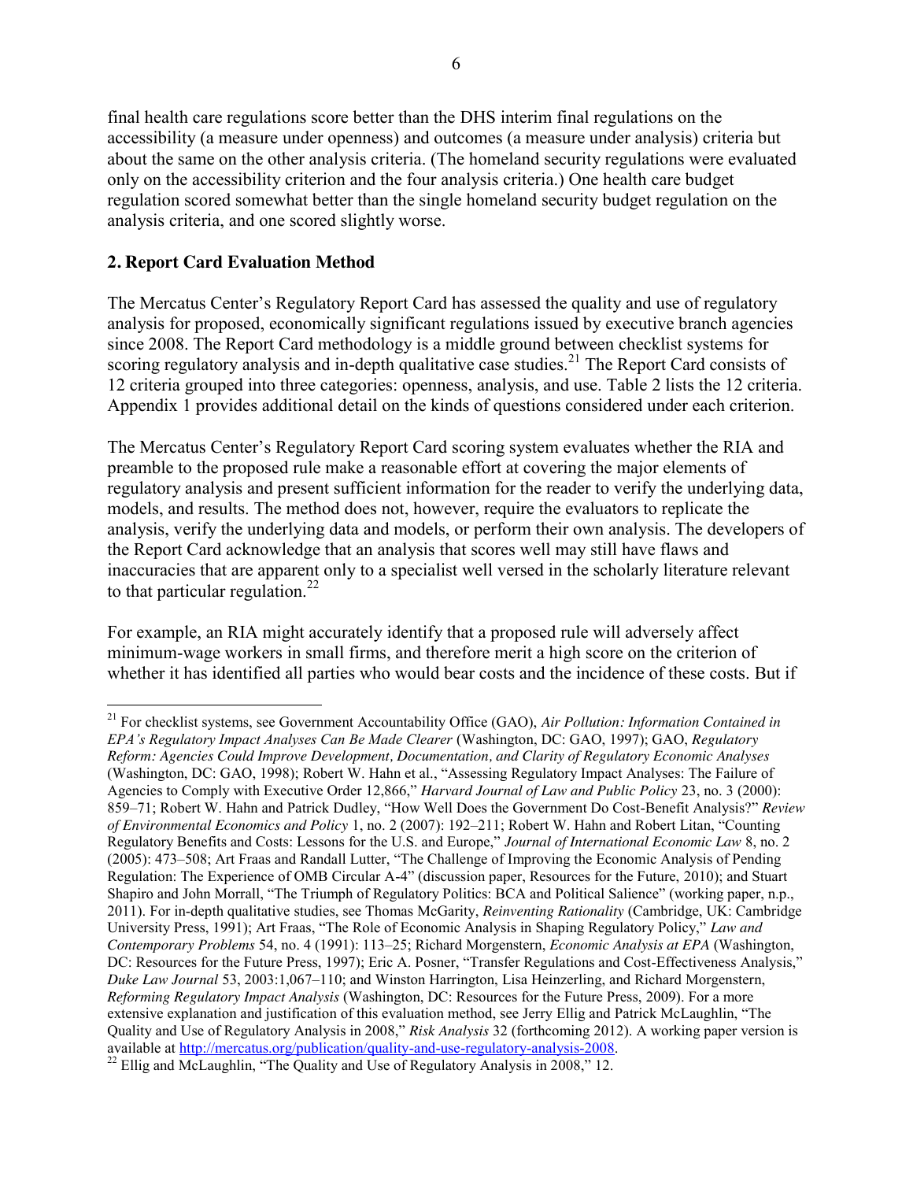final health care regulations score better than the DHS interim final regulations on the accessibility (a measure under openness) and outcomes (a measure under analysis) criteria but about the same on the other analysis criteria. (The homeland security regulations were evaluated only on the accessibility criterion and the four analysis criteria.) One health care budget regulation scored somewhat better than the single homeland security budget regulation on the analysis criteria, and one scored slightly worse.

## 2. Report Card Evaluation Method

The Mercatus Center's Regulatory Report Card has assessed the quality and use of regulatory analysis for proposed, economically significant regulations issued by executive branch agencies since 2008. The Report Card methodology is a middle ground between checklist systems for scoring regulatory analysis and in-depth qualitative case studies.[21] The Report Card consists of 12 criteria grouped into three categories: openness, analysis, and use. Table 2 lists the 12 criteria. Appendix 1 provides additional detail on the kinds of questions considered under each criterion.

The Mercatus Center's Regulatory Report Card scoring system evaluates whether the RIA and preamble to the proposed rule make a reasonable effort at covering the major elements of regulatory analysis and present sufficient information for the reader to verify the underlying data, models, and results. The method does not, however, require the evaluators to replicate the analysis, verify the underlying data and models, or perform their own analysis. The developers of the Report Card acknowledge that an analysis that scores well may still have flaws and inaccuracies that are apparent only to a specialist well versed in the scholarly literature relevant to that particular regulation.[22]

For example, an RIA might accurately identify that a proposed rule will adversely affect minimum-wage workers in small firms, and therefore merit a high score on the criterion of whether it has identified all parties who would bear costs and the incidence of these costs. But if

---

[21] For checklist systems, see Government Accountability Office (GAO), *Air Pollution: Information Contained in EPA's Regulatory Impact Analyses Can Be Made Clearer* (Washington, DC: GAO, 1997); GAO, *Regulatory Reform: Agencies Could Improve Development, Documentation, and Clarity of Regulatory Economic Analyses* (Washington, DC: GAO, 1998); Robert W. Hahn et al., "Assessing Regulatory Impact Analyses: The Failure of Agencies to Comply with Executive Order 12,866," *Harvard Journal of Law and Public Policy* 23, no. 3 (2000): 859–71; Robert W. Hahn and Patrick Dudley, "How Well Does the Government Do Cost-Benefit Analysis?" *Review of Environmental Economics and Policy* 1, no. 2 (2007): 192–211; Robert W. Hahn and Robert Litan, "Counting Regulatory Benefits and Costs: Lessons for the U.S. and Europe," *Journal of International Economic Law* 8, no. 2 (2005): 473–508; Art Fraas and Randall Lutter, "The Challenge of Improving the Economic Analysis of Pending Regulation: The Experience of OMB Circular A-4" (discussion paper, Resources for the Future, 2010); and Stuart Shapiro and John Morrall, "The Triumph of Regulatory Politics: BCA and Political Salience" (working paper, n.p., 2011). For in-depth qualitative studies, see Thomas McGarity, *Reinventing Rationality* (Cambridge, UK: Cambridge University Press, 1991); Art Fraas, "The Role of Economic Analysis in Shaping Regulatory Policy," *Law and Contemporary Problems* 54, no. 4 (1991): 113–25; Richard Morgenstern, *Economic Analysis at EPA* (Washington, DC: Resources for the Future Press, 1997); Eric A. Posner, "Transfer Regulations and Cost-Effectiveness Analysis," *Duke Law Journal* 53, 2003:1,067–110; and Winston Harrington, Lisa Heinzerling, and Richard Morgenstern, *Reforming Regulatory Impact Analysis* (Washington, DC: Resources for the Future Press, 2009). For a more extensive explanation and justification of this evaluation method, see Jerry Ellig and Patrick McLaughlin, "The Quality and Use of Regulatory Analysis in 2008," *Risk Analysis* 32 (forthcoming 2012). A working paper version is available at http://mercatus.org/publication/quality-and-use-regulatory-analysis-2008.

[22] Ellig and McLaughlin, "The Quality and Use of Regulatory Analysis in 2008," 12.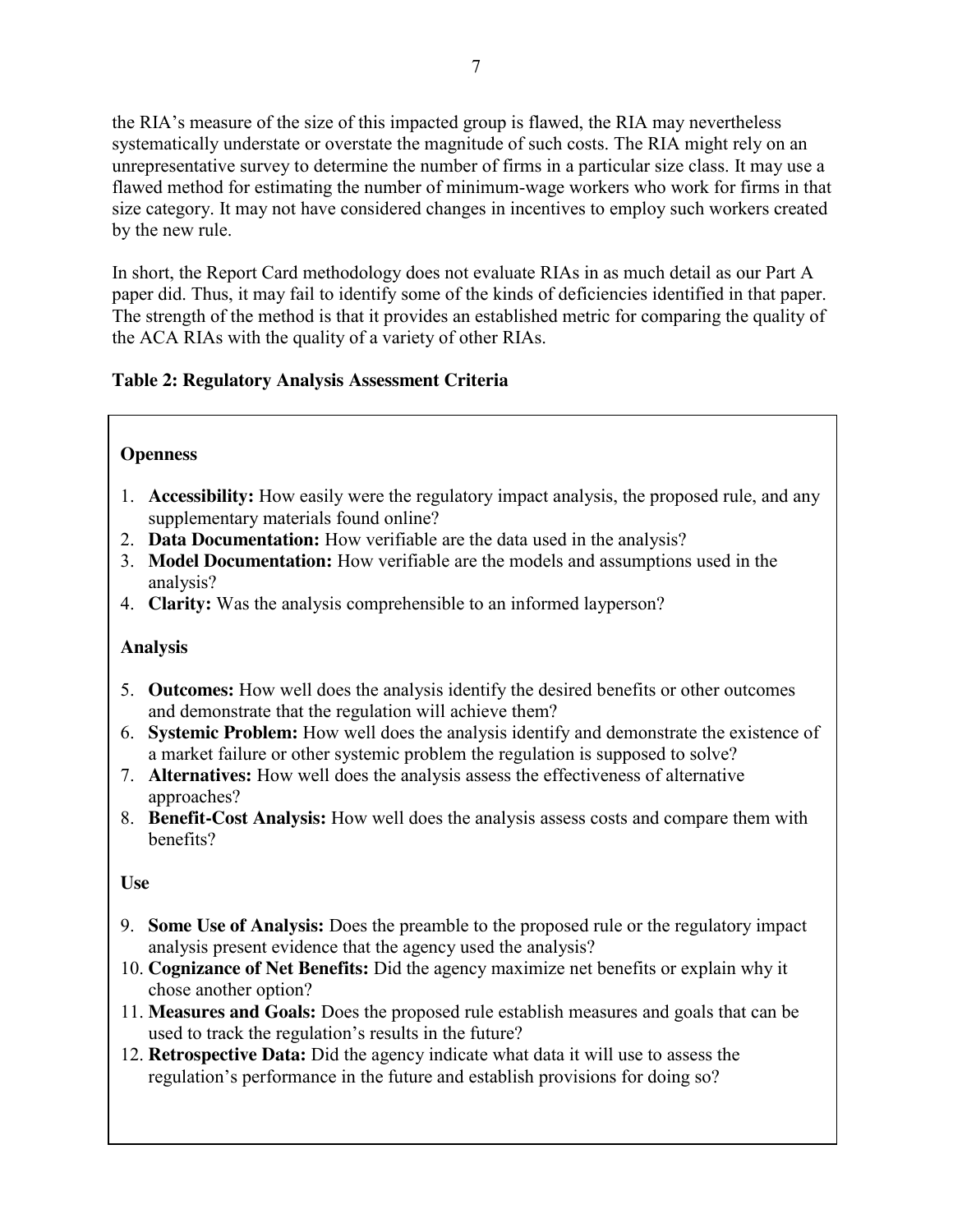the RIA's measure of the size of this impacted group is flawed, the RIA may nevertheless systematically understate or overstate the magnitude of such costs. The RIA might rely on an unrepresentative survey to determine the number of firms in a particular size class. It may use a flawed method for estimating the number of minimum-wage workers who work for firms in that size category. It may not have considered changes in incentives to employ such workers created by the new rule.

In short, the Report Card methodology does not evaluate RIAs in as much detail as our Part A paper did. Thus, it may fail to identify some of the kinds of deficiencies identified in that paper. The strength of the method is that it provides an established metric for comparing the quality of the ACA RIAs with the quality of a variety of other RIAs.

**Table 2: Regulatory Analysis Assessment Criteria**

**Openness**

1. **Accessibility:** How easily were the regulatory impact analysis, the proposed rule, and any supplementary materials found online?
2. **Data Documentation:** How verifiable are the data used in the analysis?
3. **Model Documentation:** How verifiable are the models and assumptions used in the analysis?
4. **Clarity:** Was the analysis comprehensible to an informed layperson?

**Analysis**

5. **Outcomes:** How well does the analysis identify the desired benefits or other outcomes and demonstrate that the regulation will achieve them?
6. **Systemic Problem:** How well does the analysis identify and demonstrate the existence of a market failure or other systemic problem the regulation is supposed to solve?
7. **Alternatives:** How well does the analysis assess the effectiveness of alternative approaches?
8. **Benefit-Cost Analysis:** How well does the analysis assess costs and compare them with benefits?

**Use**

9. **Some Use of Analysis:** Does the preamble to the proposed rule or the regulatory impact analysis present evidence that the agency used the analysis?
10. **Cognizance of Net Benefits:** Did the agency maximize net benefits or explain why it chose another option?
11. **Measures and Goals:** Does the proposed rule establish measures and goals that can be used to track the regulation's results in the future?
12. **Retrospective Data:** Did the agency indicate what data it will use to assess the regulation's performance in the future and establish provisions for doing so?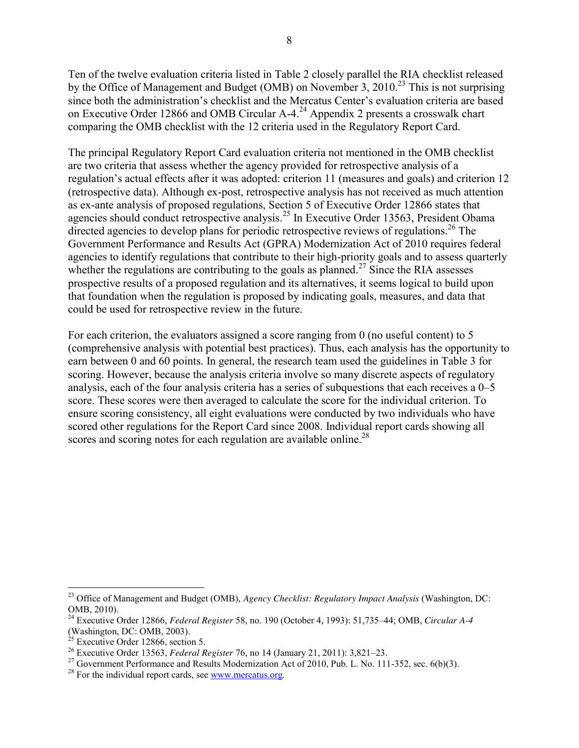Ten of the twelve evaluation criteria listed in Table 2 closely parallel the RIA checklist released by the Office of Management and Budget (OMB) on November 3, 2010.[23] This is not surprising since both the administration's checklist and the Mercatus Center's evaluation criteria are based on Executive Order 12866 and OMB Circular A-4.[24] Appendix 2 presents a crosswalk chart comparing the OMB checklist with the 12 criteria used in the Regulatory Report Card.

The principal Regulatory Report Card evaluation criteria not mentioned in the OMB checklist are two criteria that assess whether the agency provided for retrospective analysis of a regulation's actual effects after it was adopted: criterion 11 (measures and goals) and criterion 12 (retrospective data). Although ex-post, retrospective analysis has not received as much attention as ex-ante analysis of proposed regulations, Section 5 of Executive Order 12866 states that agencies should conduct retrospective analysis.[25] In Executive Order 13563, President Obama directed agencies to develop plans for periodic retrospective reviews of regulations.[26] The Government Performance and Results Act (GPRA) Modernization Act of 2010 requires federal agencies to identify regulations that contribute to their high-priority goals and to assess quarterly whether the regulations are contributing to the goals as planned.[27] Since the RIA assesses prospective results of a proposed regulation and its alternatives, it seems logical to build upon that foundation when the regulation is proposed by indicating goals, measures, and data that could be used for retrospective review in the future.

For each criterion, the evaluators assigned a score ranging from 0 (no useful content) to 5 (comprehensive analysis with potential best practices). Thus, each analysis has the opportunity to earn between 0 and 60 points. In general, the research team used the guidelines in Table 3 for scoring. However, because the analysis criteria involve so many discrete aspects of regulatory analysis, each of the four analysis criteria has a series of subquestions that each receives a 0–5 score. These scores were then averaged to calculate the score for the individual criterion. To ensure scoring consistency, all eight evaluations were conducted by two individuals who have scored other regulations for the Report Card since 2008. Individual report cards showing all scores and scoring notes for each regulation are available online.[28]

---

[23] Office of Management and Budget (OMB), *Agency Checklist: Regulatory Impact Analysis* (Washington, DC: OMB, 2010).

[24] Executive Order 12866, *Federal Register* 58, no. 190 (October 4, 1993): 51,735–44; OMB, *Circular A-4* (Washington, DC: OMB, 2003).

[25] Executive Order 12866, section 5.

[26] Executive Order 13563, *Federal Register* 76, no 14 (January 21, 2011): 3,821–23.

[27] Government Performance and Results Modernization Act of 2010, Pub. L. No. 111-352, sec. 6(b)(3).

[28] For the individual report cards, see www.mercatus.org.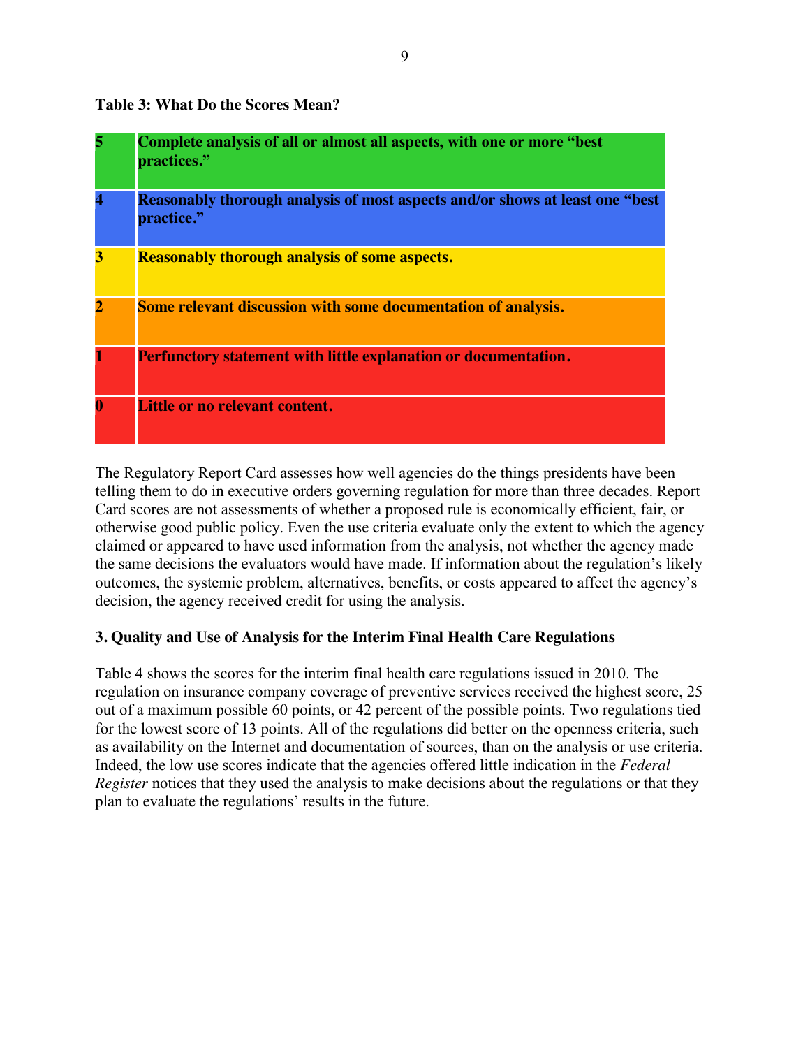**Table 3: What Do the Scores Mean?**

| Score | Meaning |
|---|---|
| **5** | **Complete analysis of all or almost all aspects, with one or more "best practices."** |
| **4** | **Reasonably thorough analysis of most aspects and/or shows at least one "best practice."** |
| **3** | **Reasonably thorough analysis of some aspects.** |
| **2** | **Some relevant discussion with some documentation of analysis.** |
| **1** | **Perfunctory statement with little explanation or documentation.** |
| **0** | **Little or no relevant content.** |

The Regulatory Report Card assesses how well agencies do the things presidents have been telling them to do in executive orders governing regulation for more than three decades. Report Card scores are not assessments of whether a proposed rule is economically efficient, fair, or otherwise good public policy. Even the use criteria evaluate only the extent to which the agency claimed or appeared to have used information from the analysis, not whether the agency made the same decisions the evaluators would have made. If information about the regulation's likely outcomes, the systemic problem, alternatives, benefits, or costs appeared to affect the agency's decision, the agency received credit for using the analysis.

### 3. Quality and Use of Analysis for the Interim Final Health Care Regulations

Table 4 shows the scores for the interim final health care regulations issued in 2010. The regulation on insurance company coverage of preventive services received the highest score, 25 out of a maximum possible 60 points, or 42 percent of the possible points. Two regulations tied for the lowest score of 13 points. All of the regulations did better on the openness criteria, such as availability on the Internet and documentation of sources, than on the analysis or use criteria. Indeed, the low use scores indicate that the agencies offered little indication in the *Federal Register* notices that they used the analysis to make decisions about the regulations or that they plan to evaluate the regulations' results in the future.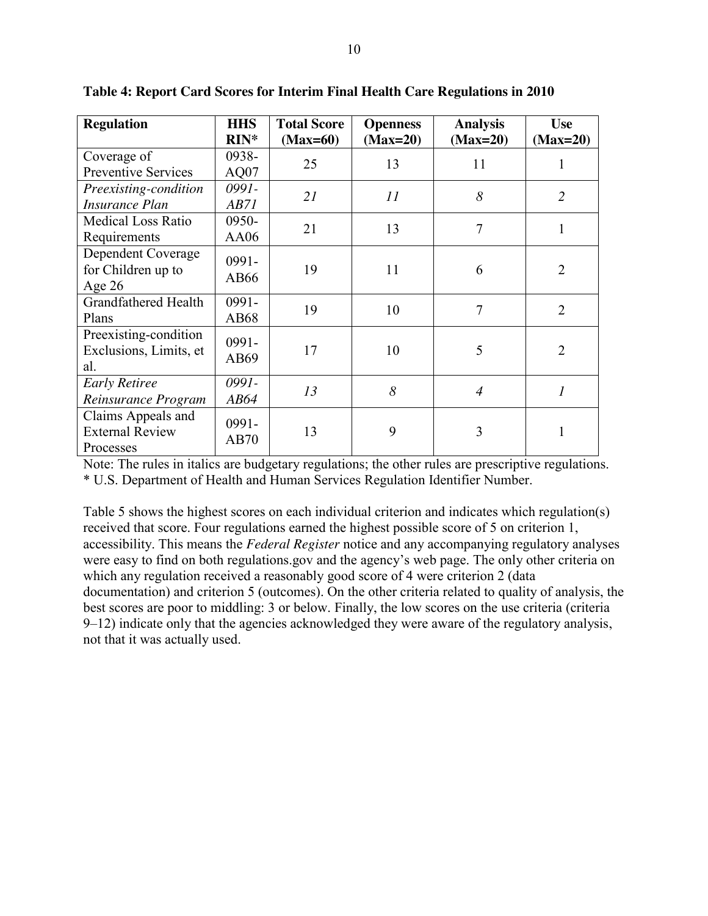**Table 4: Report Card Scores for Interim Final Health Care Regulations in 2010**

| Regulation | HHS RIN* | Total Score (Max=60) | Openness (Max=20) | Analysis (Max=20) | Use (Max=20) |
|---|---|---|---|---|---|
| Coverage of Preventive Services | 0938-AQ07 | 25 | 13 | 11 | 1 |
| *Preexisting-condition Insurance Plan* | *0991-AB71* | *21* | *11* | *8* | *2* |
| Medical Loss Ratio Requirements | 0950-AA06 | 21 | 13 | 7 | 1 |
| Dependent Coverage for Children up to Age 26 | 0991-AB66 | 19 | 11 | 6 | 2 |
| Grandfathered Health Plans | 0991-AB68 | 19 | 10 | 7 | 2 |
| Preexisting-condition Exclusions, Limits, et al. | 0991-AB69 | 17 | 10 | 5 | 2 |
| *Early Retiree Reinsurance Program* | *0991-AB64* | *13* | *8* | *4* | *1* |
| Claims Appeals and External Review Processes | 0991-AB70 | 13 | 9 | 3 | 1 |

Note: The rules in italics are budgetary regulations; the other rules are prescriptive regulations.
* U.S. Department of Health and Human Services Regulation Identifier Number.

Table 5 shows the highest scores on each individual criterion and indicates which regulation(s) received that score. Four regulations earned the highest possible score of 5 on criterion 1, accessibility. This means the *Federal Register* notice and any accompanying regulatory analyses were easy to find on both regulations.gov and the agency's web page. The only other criteria on which any regulation received a reasonably good score of 4 were criterion 2 (data documentation) and criterion 5 (outcomes). On the other criteria related to quality of analysis, the best scores are poor to middling: 3 or below. Finally, the low scores on the use criteria (criteria 9–12) indicate only that the agencies acknowledged they were aware of the regulatory analysis, not that it was actually used.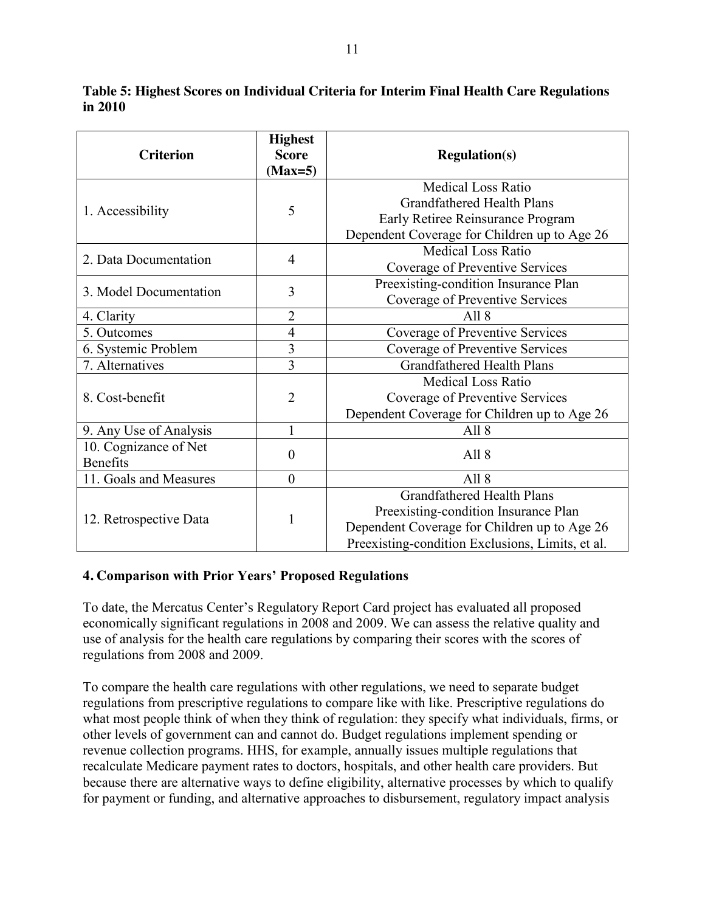**Table 5: Highest Scores on Individual Criteria for Interim Final Health Care Regulations in 2010**

| Criterion | Highest Score (Max=5) | Regulation(s) |
|---|---|---|
| 1. Accessibility | 5 | Medical Loss Ratio<br>Grandfathered Health Plans<br>Early Retiree Reinsurance Program<br>Dependent Coverage for Children up to Age 26 |
| 2. Data Documentation | 4 | Medical Loss Ratio<br>Coverage of Preventive Services |
| 3. Model Documentation | 3 | Preexisting-condition Insurance Plan<br>Coverage of Preventive Services |
| 4. Clarity | 2 | All 8 |
| 5. Outcomes | 4 | Coverage of Preventive Services |
| 6. Systemic Problem | 3 | Coverage of Preventive Services |
| 7. Alternatives | 3 | Grandfathered Health Plans |
| 8. Cost-benefit | 2 | Medical Loss Ratio<br>Coverage of Preventive Services<br>Dependent Coverage for Children up to Age 26 |
| 9. Any Use of Analysis | 1 | All 8 |
| 10. Cognizance of Net Benefits | 0 | All 8 |
| 11. Goals and Measures | 0 | All 8 |
| 12. Retrospective Data | 1 | Grandfathered Health Plans<br>Preexisting-condition Insurance Plan<br>Dependent Coverage for Children up to Age 26<br>Preexisting-condition Exclusions, Limits, et al. |

## 4. Comparison with Prior Years' Proposed Regulations

To date, the Mercatus Center's Regulatory Report Card project has evaluated all proposed economically significant regulations in 2008 and 2009. We can assess the relative quality and use of analysis for the health care regulations by comparing their scores with the scores of regulations from 2008 and 2009.

To compare the health care regulations with other regulations, we need to separate budget regulations from prescriptive regulations to compare like with like. Prescriptive regulations do what most people think of when they think of regulation: they specify what individuals, firms, or other levels of government can and cannot do. Budget regulations implement spending or revenue collection programs. HHS, for example, annually issues multiple regulations that recalculate Medicare payment rates to doctors, hospitals, and other health care providers. But because there are alternative ways to define eligibility, alternative processes by which to qualify for payment or funding, and alternative approaches to disbursement, regulatory impact analysis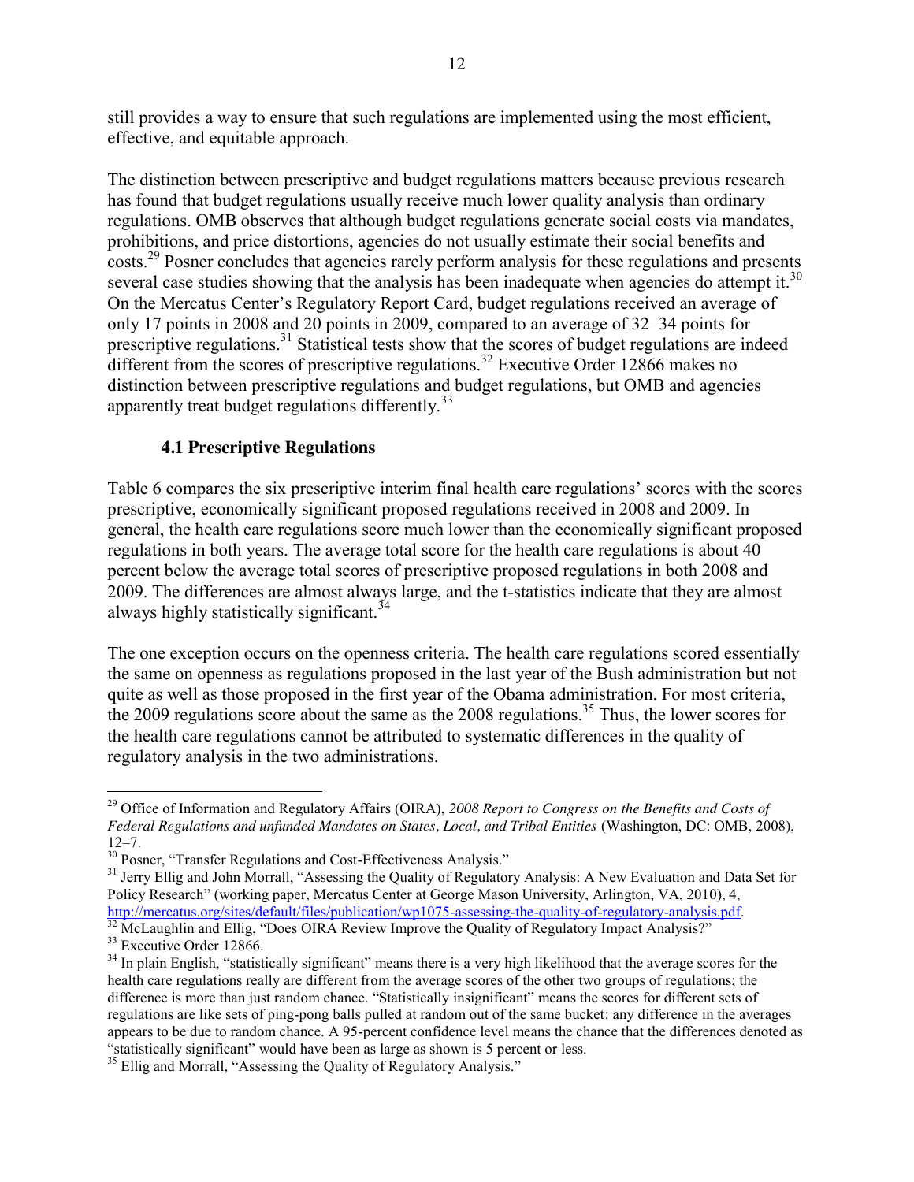still provides a way to ensure that such regulations are implemented using the most efficient, effective, and equitable approach.

The distinction between prescriptive and budget regulations matters because previous research has found that budget regulations usually receive much lower quality analysis than ordinary regulations. OMB observes that although budget regulations generate social costs via mandates, prohibitions, and price distortions, agencies do not usually estimate their social benefits and costs.[29] Posner concludes that agencies rarely perform analysis for these regulations and presents several case studies showing that the analysis has been inadequate when agencies do attempt it.[30] On the Mercatus Center's Regulatory Report Card, budget regulations received an average of only 17 points in 2008 and 20 points in 2009, compared to an average of 32–34 points for prescriptive regulations.[31] Statistical tests show that the scores of budget regulations are indeed different from the scores of prescriptive regulations.[32] Executive Order 12866 makes no distinction between prescriptive regulations and budget regulations, but OMB and agencies apparently treat budget regulations differently.[33]

### 4.1 Prescriptive Regulations

Table 6 compares the six prescriptive interim final health care regulations' scores with the scores prescriptive, economically significant proposed regulations received in 2008 and 2009. In general, the health care regulations score much lower than the economically significant proposed regulations in both years. The average total score for the health care regulations is about 40 percent below the average total scores of prescriptive proposed regulations in both 2008 and 2009. The differences are almost always large, and the t-statistics indicate that they are almost always highly statistically significant.[34]

The one exception occurs on the openness criteria. The health care regulations scored essentially the same on openness as regulations proposed in the last year of the Bush administration but not quite as well as those proposed in the first year of the Obama administration. For most criteria, the 2009 regulations score about the same as the 2008 regulations.[35] Thus, the lower scores for the health care regulations cannot be attributed to systematic differences in the quality of regulatory analysis in the two administrations.

---

[29] Office of Information and Regulatory Affairs (OIRA), *2008 Report to Congress on the Benefits and Costs of Federal Regulations and unfunded Mandates on States, Local, and Tribal Entities* (Washington, DC: OMB, 2008), 12–7.

[30] Posner, "Transfer Regulations and Cost-Effectiveness Analysis."

[31] Jerry Ellig and John Morrall, "Assessing the Quality of Regulatory Analysis: A New Evaluation and Data Set for Policy Research" (working paper, Mercatus Center at George Mason University, Arlington, VA, 2010), 4, http://mercatus.org/sites/default/files/publication/wp1075-assessing-the-quality-of-regulatory-analysis.pdf.

[32] McLaughlin and Ellig, "Does OIRA Review Improve the Quality of Regulatory Impact Analysis?"

[33] Executive Order 12866.

[34] In plain English, "statistically significant" means there is a very high likelihood that the average scores for the health care regulations really are different from the average scores of the other two groups of regulations; the difference is more than just random chance. "Statistically insignificant" means the scores for different sets of regulations are like sets of ping-pong balls pulled at random out of the same bucket: any difference in the averages appears to be due to random chance. A 95-percent confidence level means the chance that the differences denoted as "statistically significant" would have been as large as shown is 5 percent or less.

[35] Ellig and Morrall, "Assessing the Quality of Regulatory Analysis."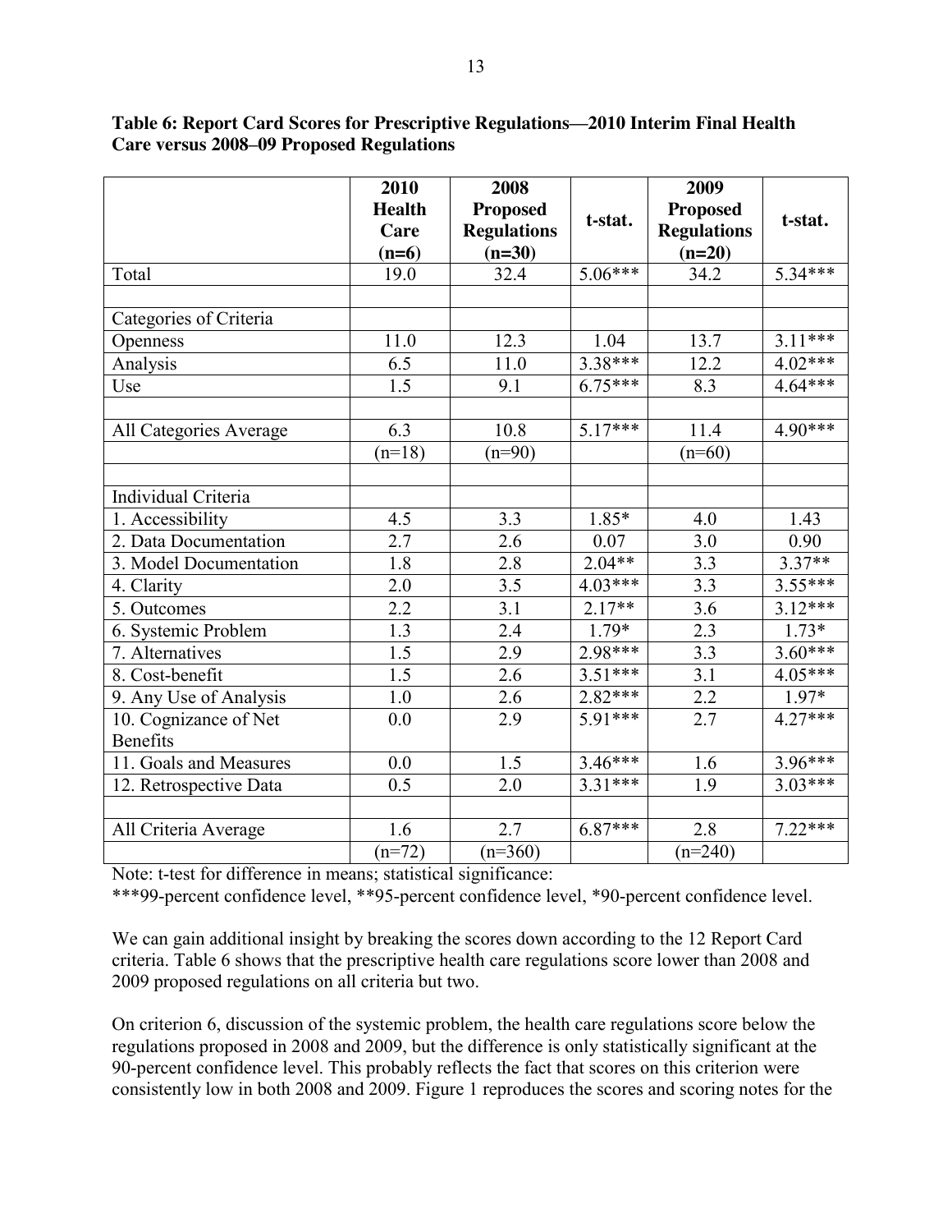**Table 6: Report Card Scores for Prescriptive Regulations—2010 Interim Final Health Care versus 2008–09 Proposed Regulations**

| | 2010 Health Care (n=6) | 2008 Proposed Regulations (n=30) | t-stat. | 2009 Proposed Regulations (n=20) | t-stat. |
|---|---|---|---|---|---|
| Total | 19.0 | 32.4 | 5.06*** | 34.2 | 5.34*** |
| | | | | | |
| Categories of Criteria | | | | | |
| Openness | 11.0 | 12.3 | 1.04 | 13.7 | 3.11*** |
| Analysis | 6.5 | 11.0 | 3.38*** | 12.2 | 4.02*** |
| Use | 1.5 | 9.1 | 6.75*** | 8.3 | 4.64*** |
| | | | | | |
| All Categories Average | 6.3 | 10.8 | 5.17*** | 11.4 | 4.90*** |
| | (n=18) | (n=90) | | (n=60) | |
| | | | | | |
| Individual Criteria | | | | | |
| 1. Accessibility | 4.5 | 3.3 | 1.85* | 4.0 | 1.43 |
| 2. Data Documentation | 2.7 | 2.6 | 0.07 | 3.0 | 0.90 |
| 3. Model Documentation | 1.8 | 2.8 | 2.04** | 3.3 | 3.37** |
| 4. Clarity | 2.0 | 3.5 | 4.03*** | 3.3 | 3.55*** |
| 5. Outcomes | 2.2 | 3.1 | 2.17** | 3.6 | 3.12*** |
| 6. Systemic Problem | 1.3 | 2.4 | 1.79* | 2.3 | 1.73* |
| 7. Alternatives | 1.5 | 2.9 | 2.98*** | 3.3 | 3.60*** |
| 8. Cost-benefit | 1.5 | 2.6 | 3.51*** | 3.1 | 4.05*** |
| 9. Any Use of Analysis | 1.0 | 2.6 | 2.82*** | 2.2 | 1.97* |
| 10. Cognizance of Net Benefits | 0.0 | 2.9 | 5.91*** | 2.7 | 4.27*** |
| 11. Goals and Measures | 0.0 | 1.5 | 3.46*** | 1.6 | 3.96*** |
| 12. Retrospective Data | 0.5 | 2.0 | 3.31*** | 1.9 | 3.03*** |
| | | | | | |
| All Criteria Average | 1.6 | 2.7 | 6.87*** | 2.8 | 7.22*** |
| | (n=72) | (n=360) | | (n=240) | |

Note: t-test for difference in means; statistical significance:
***99-percent confidence level, **95-percent confidence level, *90-percent confidence level.

We can gain additional insight by breaking the scores down according to the 12 Report Card criteria. Table 6 shows that the prescriptive health care regulations score lower than 2008 and 2009 proposed regulations on all criteria but two.

On criterion 6, discussion of the systemic problem, the health care regulations score below the regulations proposed in 2008 and 2009, but the difference is only statistically significant at the 90-percent confidence level. This probably reflects the fact that scores on this criterion were consistently low in both 2008 and 2009. Figure 1 reproduces the scores and scoring notes for the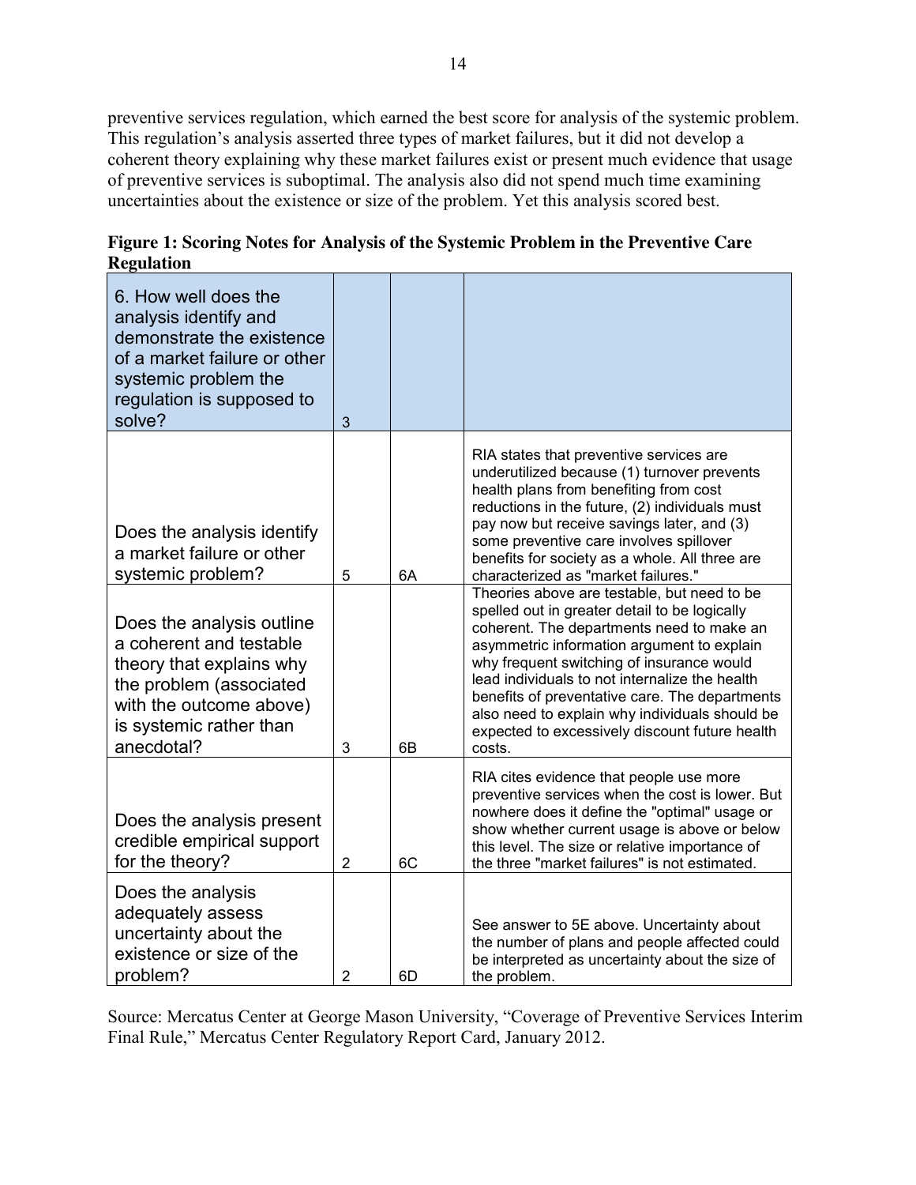preventive services regulation, which earned the best score for analysis of the systemic problem. This regulation's analysis asserted three types of market failures, but it did not develop a coherent theory explaining why these market failures exist or present much evidence that usage of preventive services is suboptimal. The analysis also did not spend much time examining uncertainties about the existence or size of the problem. Yet this analysis scored best.

**Figure 1: Scoring Notes for Analysis of the Systemic Problem in the Preventive Care Regulation**

| 6. How well does the analysis identify and demonstrate the existence of a market failure or other systemic problem the regulation is supposed to solve? | 3 | | |
|---|---|---|---|
| Does the analysis identify a market failure or other systemic problem? | 5 | 6A | RIA states that preventive services are underutilized because (1) turnover prevents health plans from benefiting from cost reductions in the future, (2) individuals must pay now but receive savings later, and (3) some preventive care involves spillover benefits for society as a whole. All three are characterized as "market failures." |
| Does the analysis outline a coherent and testable theory that explains why the problem (associated with the outcome above) is systemic rather than anecdotal? | 3 | 6B | Theories above are testable, but need to be spelled out in greater detail to be logically coherent. The departments need to make an asymmetric information argument to explain why frequent switching of insurance would lead individuals to not internalize the health benefits of preventative care. The departments also need to explain why individuals should be expected to excessively discount future health costs. |
| Does the analysis present credible empirical support for the theory? | 2 | 6C | RIA cites evidence that people use more preventive services when the cost is lower. But nowhere does it define the "optimal" usage or show whether current usage is above or below this level. The size or relative importance of the three "market failures" is not estimated. |
| Does the analysis adequately assess uncertainty about the existence or size of the problem? | 2 | 6D | See answer to 5E above. Uncertainty about the number of plans and people affected could be interpreted as uncertainty about the size of the problem. |

Source: Mercatus Center at George Mason University, "Coverage of Preventive Services Interim Final Rule," Mercatus Center Regulatory Report Card, January 2012.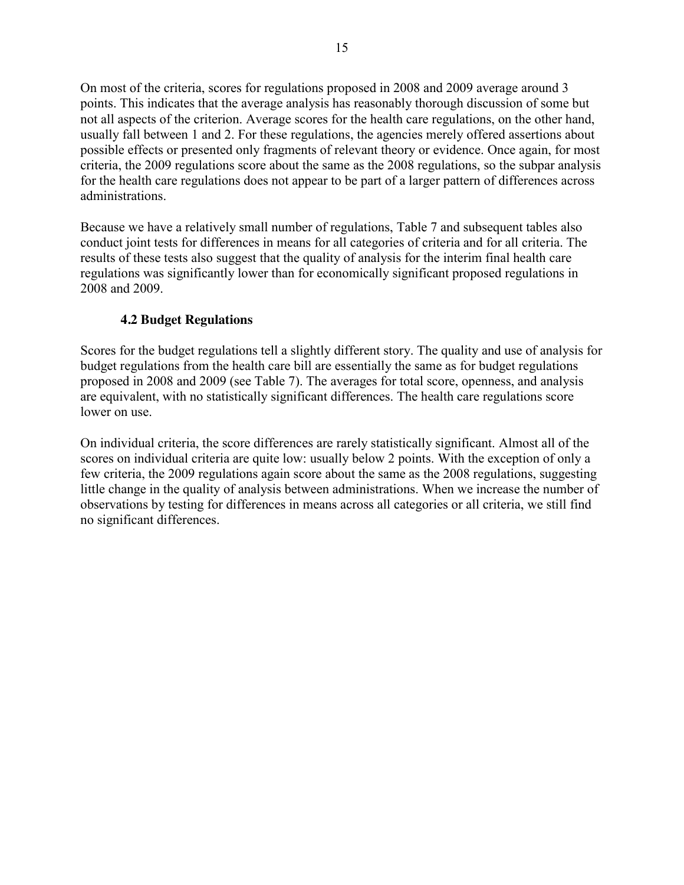On most of the criteria, scores for regulations proposed in 2008 and 2009 average around 3 points. This indicates that the average analysis has reasonably thorough discussion of some but not all aspects of the criterion. Average scores for the health care regulations, on the other hand, usually fall between 1 and 2. For these regulations, the agencies merely offered assertions about possible effects or presented only fragments of relevant theory or evidence. Once again, for most criteria, the 2009 regulations score about the same as the 2008 regulations, so the subpar analysis for the health care regulations does not appear to be part of a larger pattern of differences across administrations.

Because we have a relatively small number of regulations, Table 7 and subsequent tables also conduct joint tests for differences in means for all categories of criteria and for all criteria. The results of these tests also suggest that the quality of analysis for the interim final health care regulations was significantly lower than for economically significant proposed regulations in 2008 and 2009.

### 4.2 Budget Regulations

Scores for the budget regulations tell a slightly different story. The quality and use of analysis for budget regulations from the health care bill are essentially the same as for budget regulations proposed in 2008 and 2009 (see Table 7). The averages for total score, openness, and analysis are equivalent, with no statistically significant differences. The health care regulations score lower on use.

On individual criteria, the score differences are rarely statistically significant. Almost all of the scores on individual criteria are quite low: usually below 2 points. With the exception of only a few criteria, the 2009 regulations again score about the same as the 2008 regulations, suggesting little change in the quality of analysis between administrations. When we increase the number of observations by testing for differences in means across all categories or all criteria, we still find no significant differences.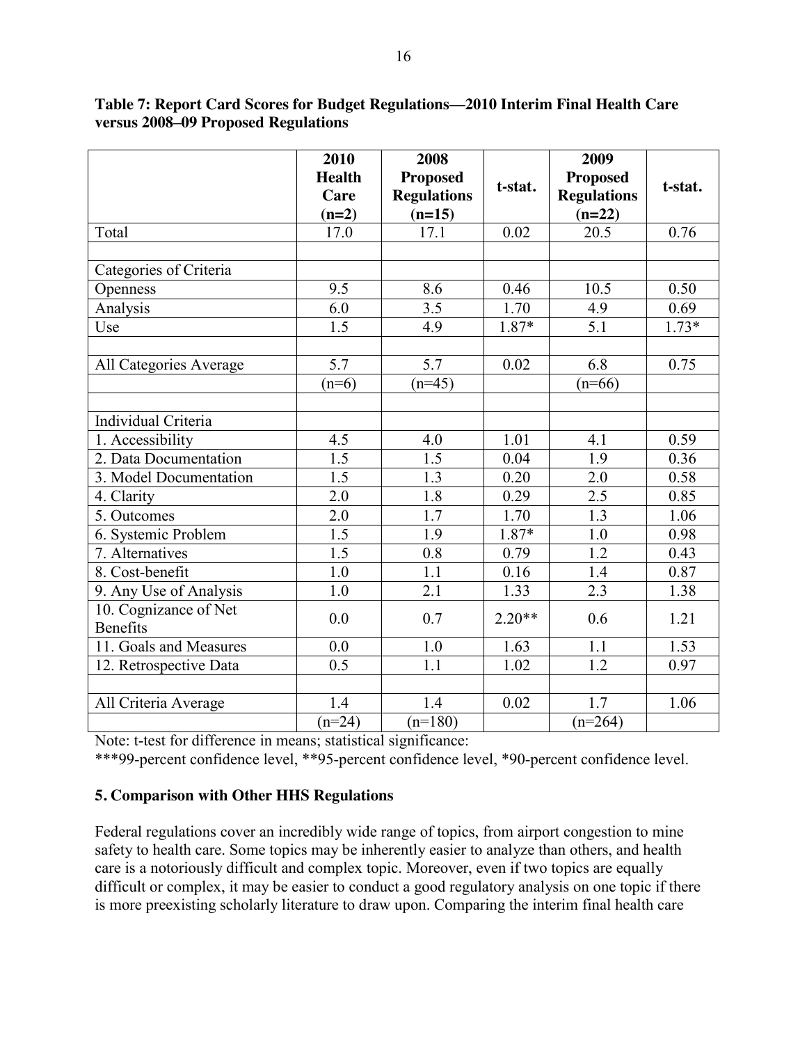**Table 7: Report Card Scores for Budget Regulations—2010 Interim Final Health Care versus 2008–09 Proposed Regulations**

| | 2010 Health Care (n=2) | 2008 Proposed Regulations (n=15) | t-stat. | 2009 Proposed Regulations (n=22) | t-stat. |
|---|---|---|---|---|---|
| Total | 17.0 | 17.1 | 0.02 | 20.5 | 0.76 |
| | | | | | |
| Categories of Criteria | | | | | |
| Openness | 9.5 | 8.6 | 0.46 | 10.5 | 0.50 |
| Analysis | 6.0 | 3.5 | 1.70 | 4.9 | 0.69 |
| Use | 1.5 | 4.9 | 1.87* | 5.1 | 1.73* |
| | | | | | |
| All Categories Average | 5.7 | 5.7 | 0.02 | 6.8 | 0.75 |
| | (n=6) | (n=45) | | (n=66) | |
| | | | | | |
| Individual Criteria | | | | | |
| 1. Accessibility | 4.5 | 4.0 | 1.01 | 4.1 | 0.59 |
| 2. Data Documentation | 1.5 | 1.5 | 0.04 | 1.9 | 0.36 |
| 3. Model Documentation | 1.5 | 1.3 | 0.20 | 2.0 | 0.58 |
| 4. Clarity | 2.0 | 1.8 | 0.29 | 2.5 | 0.85 |
| 5. Outcomes | 2.0 | 1.7 | 1.70 | 1.3 | 1.06 |
| 6. Systemic Problem | 1.5 | 1.9 | 1.87* | 1.0 | 0.98 |
| 7. Alternatives | 1.5 | 0.8 | 0.79 | 1.2 | 0.43 |
| 8. Cost-benefit | 1.0 | 1.1 | 0.16 | 1.4 | 0.87 |
| 9. Any Use of Analysis | 1.0 | 2.1 | 1.33 | 2.3 | 1.38 |
| 10. Cognizance of Net Benefits | 0.0 | 0.7 | 2.20** | 0.6 | 1.21 |
| 11. Goals and Measures | 0.0 | 1.0 | 1.63 | 1.1 | 1.53 |
| 12. Retrospective Data | 0.5 | 1.1 | 1.02 | 1.2 | 0.97 |
| | | | | | |
| All Criteria Average | 1.4 | 1.4 | 0.02 | 1.7 | 1.06 |
| | (n=24) | (n=180) | | (n=264) | |

Note: t-test for difference in means; statistical significance:
***99-percent confidence level, **95-percent confidence level, *90-percent confidence level.

## 5. Comparison with Other HHS Regulations

Federal regulations cover an incredibly wide range of topics, from airport congestion to mine safety to health care. Some topics may be inherently easier to analyze than others, and health care is a notoriously difficult and complex topic. Moreover, even if two topics are equally difficult or complex, it may be easier to conduct a good regulatory analysis on one topic if there is more preexisting scholarly literature to draw upon. Comparing the interim final health care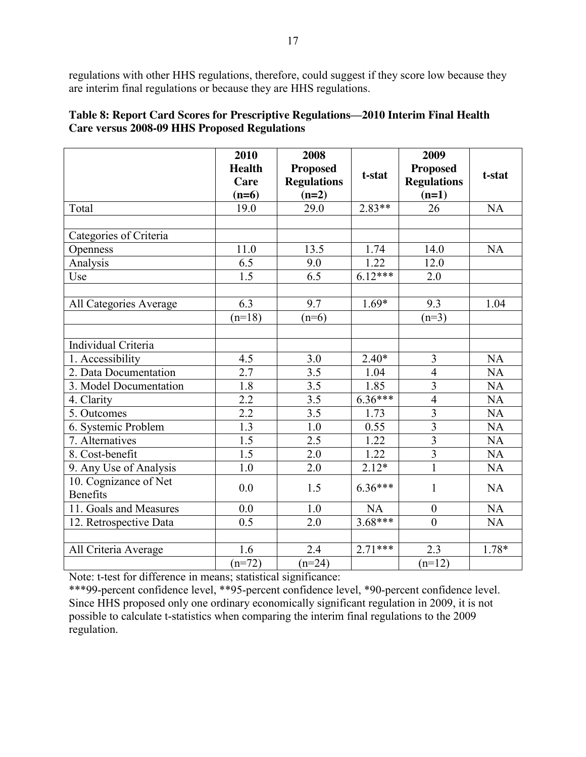regulations with other HHS regulations, therefore, could suggest if they score low because they are interim final regulations or because they are HHS regulations.

**Table 8: Report Card Scores for Prescriptive Regulations—2010 Interim Final Health Care versus 2008-09 HHS Proposed Regulations**

| | 2010 Health Care (n=6) | 2008 Proposed Regulations (n=2) | t-stat | 2009 Proposed Regulations (n=1) | t-stat |
|---|---|---|---|---|---|
| Total | 19.0 | 29.0 | 2.83** | 26 | NA |
| | | | | | |
| Categories of Criteria | | | | | |
| Openness | 11.0 | 13.5 | 1.74 | 14.0 | NA |
| Analysis | 6.5 | 9.0 | 1.22 | 12.0 | |
| Use | 1.5 | 6.5 | 6.12*** | 2.0 | |
| | | | | | |
| All Categories Average | 6.3 | 9.7 | 1.69* | 9.3 | 1.04 |
| | (n=18) | (n=6) | | (n=3) | |
| | | | | | |
| Individual Criteria | | | | | |
| 1. Accessibility | 4.5 | 3.0 | 2.40* | 3 | NA |
| 2. Data Documentation | 2.7 | 3.5 | 1.04 | 4 | NA |
| 3. Model Documentation | 1.8 | 3.5 | 1.85 | 3 | NA |
| 4. Clarity | 2.2 | 3.5 | 6.36*** | 4 | NA |
| 5. Outcomes | 2.2 | 3.5 | 1.73 | 3 | NA |
| 6. Systemic Problem | 1.3 | 1.0 | 0.55 | 3 | NA |
| 7. Alternatives | 1.5 | 2.5 | 1.22 | 3 | NA |
| 8. Cost-benefit | 1.5 | 2.0 | 1.22 | 3 | NA |
| 9. Any Use of Analysis | 1.0 | 2.0 | 2.12* | 1 | NA |
| 10. Cognizance of Net Benefits | 0.0 | 1.5 | 6.36*** | 1 | NA |
| 11. Goals and Measures | 0.0 | 1.0 | NA | 0 | NA |
| 12. Retrospective Data | 0.5 | 2.0 | 3.68*** | 0 | NA |
| | | | | | |
| All Criteria Average | 1.6 | 2.4 | 2.71*** | 2.3 | 1.78* |
| | (n=72) | (n=24) | | (n=12) | |

Note: t-test for difference in means; statistical significance:
***99-percent confidence level, **95-percent confidence level, *90-percent confidence level.
Since HHS proposed only one ordinary economically significant regulation in 2009, it is not possible to calculate t-statistics when comparing the interim final regulations to the 2009 regulation.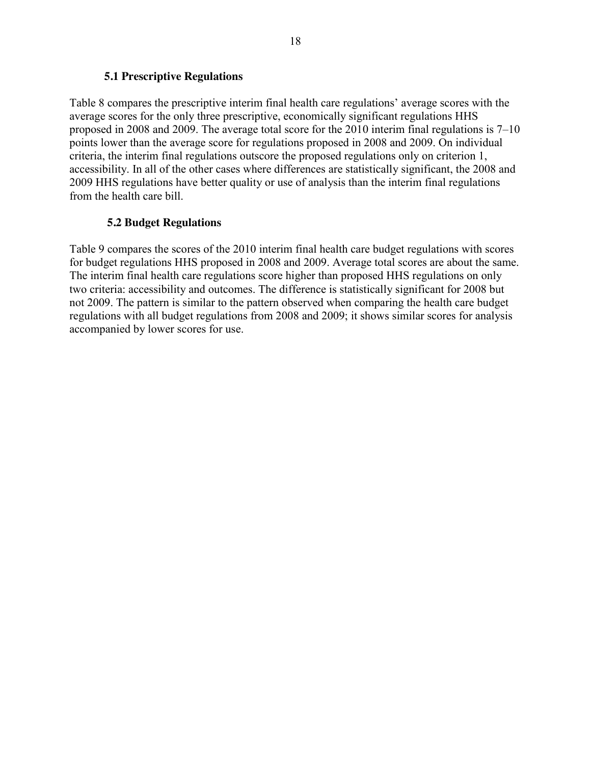### 5.1 Prescriptive Regulations

Table 8 compares the prescriptive interim final health care regulations' average scores with the average scores for the only three prescriptive, economically significant regulations HHS proposed in 2008 and 2009. The average total score for the 2010 interim final regulations is 7–10 points lower than the average score for regulations proposed in 2008 and 2009. On individual criteria, the interim final regulations outscore the proposed regulations only on criterion 1, accessibility. In all of the other cases where differences are statistically significant, the 2008 and 2009 HHS regulations have better quality or use of analysis than the interim final regulations from the health care bill.

### 5.2 Budget Regulations

Table 9 compares the scores of the 2010 interim final health care budget regulations with scores for budget regulations HHS proposed in 2008 and 2009. Average total scores are about the same. The interim final health care regulations score higher than proposed HHS regulations on only two criteria: accessibility and outcomes. The difference is statistically significant for 2008 but not 2009. The pattern is similar to the pattern observed when comparing the health care budget regulations with all budget regulations from 2008 and 2009; it shows similar scores for analysis accompanied by lower scores for use.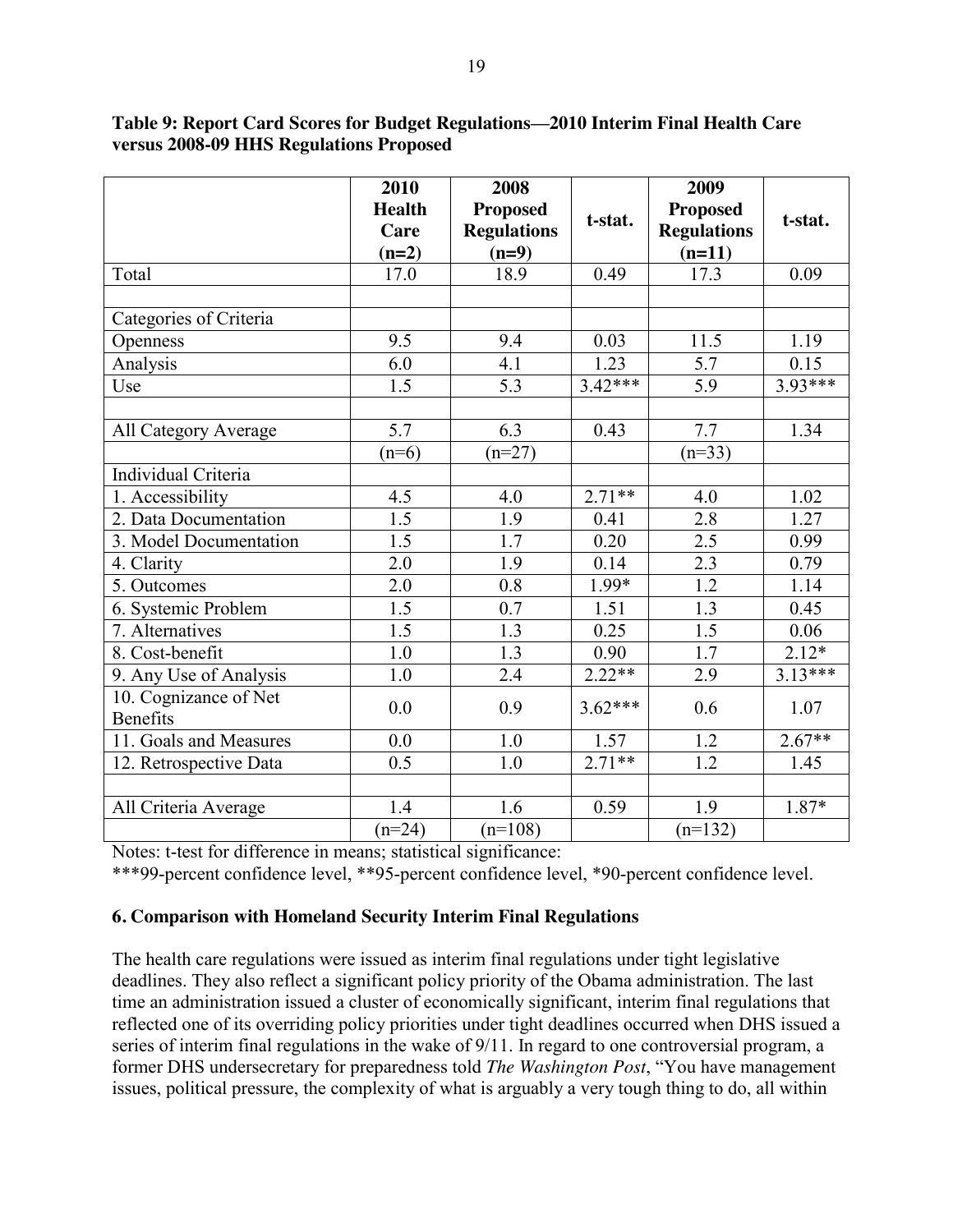**Table 9: Report Card Scores for Budget Regulations—2010 Interim Final Health Care versus 2008-09 HHS Regulations Proposed**

| | 2010 Health Care (n=2) | 2008 Proposed Regulations (n=9) | t-stat. | 2009 Proposed Regulations (n=11) | t-stat. |
|---|---|---|---|---|---|
| Total | 17.0 | 18.9 | 0.49 | 17.3 | 0.09 |
| | | | | | |
| Categories of Criteria | | | | | |
| Openness | 9.5 | 9.4 | 0.03 | 11.5 | 1.19 |
| Analysis | 6.0 | 4.1 | 1.23 | 5.7 | 0.15 |
| Use | 1.5 | 5.3 | 3.42*** | 5.9 | 3.93*** |
| | | | | | |
| All Category Average | 5.7 | 6.3 | 0.43 | 7.7 | 1.34 |
| | (n=6) | (n=27) | | (n=33) | |
| Individual Criteria | | | | | |
| 1. Accessibility | 4.5 | 4.0 | 2.71** | 4.0 | 1.02 |
| 2. Data Documentation | 1.5 | 1.9 | 0.41 | 2.8 | 1.27 |
| 3. Model Documentation | 1.5 | 1.7 | 0.20 | 2.5 | 0.99 |
| 4. Clarity | 2.0 | 1.9 | 0.14 | 2.3 | 0.79 |
| 5. Outcomes | 2.0 | 0.8 | 1.99* | 1.2 | 1.14 |
| 6. Systemic Problem | 1.5 | 0.7 | 1.51 | 1.3 | 0.45 |
| 7. Alternatives | 1.5 | 1.3 | 0.25 | 1.5 | 0.06 |
| 8. Cost-benefit | 1.0 | 1.3 | 0.90 | 1.7 | 2.12* |
| 9. Any Use of Analysis | 1.0 | 2.4 | 2.22** | 2.9 | 3.13*** |
| 10. Cognizance of Net Benefits | 0.0 | 0.9 | 3.62*** | 0.6 | 1.07 |
| 11. Goals and Measures | 0.0 | 1.0 | 1.57 | 1.2 | 2.67** |
| 12. Retrospective Data | 0.5 | 1.0 | 2.71** | 1.2 | 1.45 |
| | | | | | |
| All Criteria Average | 1.4 | 1.6 | 0.59 | 1.9 | 1.87* |
| | (n=24) | (n=108) | | (n=132) | |

Notes: t-test for difference in means; statistical significance:
***99-percent confidence level, **95-percent confidence level, *90-percent confidence level.

### 6. Comparison with Homeland Security Interim Final Regulations

The health care regulations were issued as interim final regulations under tight legislative deadlines. They also reflect a significant policy priority of the Obama administration. The last time an administration issued a cluster of economically significant, interim final regulations that reflected one of its overriding policy priorities under tight deadlines occurred when DHS issued a series of interim final regulations in the wake of 9/11. In regard to one controversial program, a former DHS undersecretary for preparedness told *The Washington Post*, "You have management issues, political pressure, the complexity of what is arguably a very tough thing to do, all within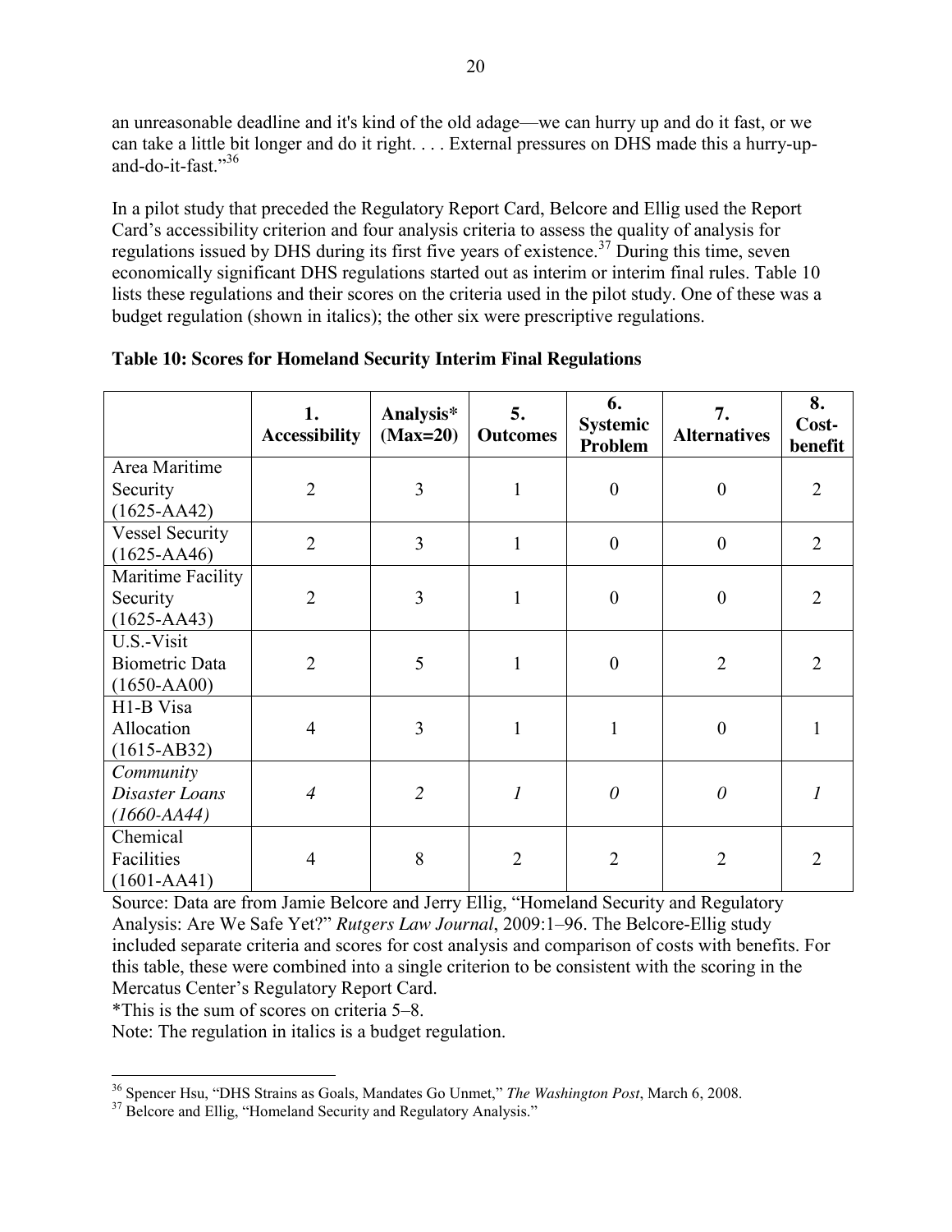an unreasonable deadline and it's kind of the old adage—we can hurry up and do it fast, or we can take a little bit longer and do it right. . . . External pressures on DHS made this a hurry-up-and-do-it-fast."[36]

In a pilot study that preceded the Regulatory Report Card, Belcore and Ellig used the Report Card's accessibility criterion and four analysis criteria to assess the quality of analysis for regulations issued by DHS during its first five years of existence.[37] During this time, seven economically significant DHS regulations started out as interim or interim final rules. Table 10 lists these regulations and their scores on the criteria used in the pilot study. One of these was a budget regulation (shown in italics); the other six were prescriptive regulations.

**Table 10: Scores for Homeland Security Interim Final Regulations**

| | 1. Accessibility | Analysis* (Max=20) | 5. Outcomes | 6. Systemic Problem | 7. Alternatives | 8. Cost-benefit |
|---|---|---|---|---|---|---|
| Area Maritime Security (1625-AA42) | 2 | 3 | 1 | 0 | 0 | 2 |
| Vessel Security (1625-AA46) | 2 | 3 | 1 | 0 | 0 | 2 |
| Maritime Facility Security (1625-AA43) | 2 | 3 | 1 | 0 | 0 | 2 |
| U.S.-Visit Biometric Data (1650-AA00) | 2 | 5 | 1 | 0 | 2 | 2 |
| H1-B Visa Allocation (1615-AB32) | 4 | 3 | 1 | 1 | 0 | 1 |
| *Community Disaster Loans (1660-AA44)* | *4* | *2* | *1* | *0* | *0* | *1* |
| Chemical Facilities (1601-AA41) | 4 | 8 | 2 | 2 | 2 | 2 |

Source: Data are from Jamie Belcore and Jerry Ellig, "Homeland Security and Regulatory Analysis: Are We Safe Yet?" *Rutgers Law Journal*, 2009:1–96. The Belcore-Ellig study included separate criteria and scores for cost analysis and comparison of costs with benefits. For this table, these were combined into a single criterion to be consistent with the scoring in the Mercatus Center's Regulatory Report Card.

*This is the sum of scores on criteria 5–8.

Note: The regulation in italics is a budget regulation.

---

[36] Spencer Hsu, "DHS Strains as Goals, Mandates Go Unmet," *The Washington Post*, March 6, 2008.

[37] Belcore and Ellig, "Homeland Security and Regulatory Analysis."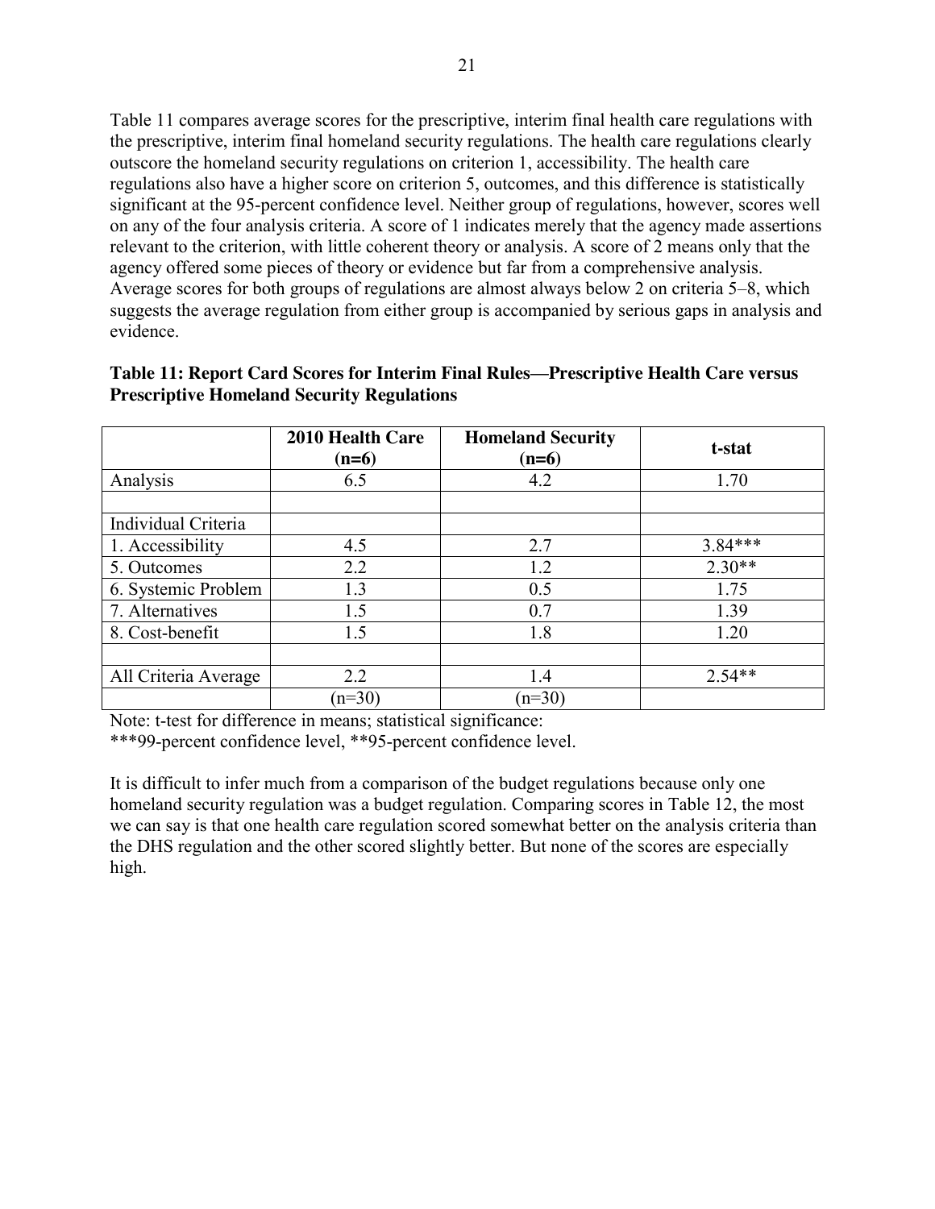Table 11 compares average scores for the prescriptive, interim final health care regulations with the prescriptive, interim final homeland security regulations. The health care regulations clearly outscore the homeland security regulations on criterion 1, accessibility. The health care regulations also have a higher score on criterion 5, outcomes, and this difference is statistically significant at the 95-percent confidence level. Neither group of regulations, however, scores well on any of the four analysis criteria. A score of 1 indicates merely that the agency made assertions relevant to the criterion, with little coherent theory or analysis. A score of 2 means only that the agency offered some pieces of theory or evidence but far from a comprehensive analysis. Average scores for both groups of regulations are almost always below 2 on criteria 5–8, which suggests the average regulation from either group is accompanied by serious gaps in analysis and evidence.

**Table 11: Report Card Scores for Interim Final Rules—Prescriptive Health Care versus Prescriptive Homeland Security Regulations**

| | 2010 Health Care (n=6) | Homeland Security (n=6) | t-stat |
|---|---|---|---|
| Analysis | 6.5 | 4.2 | 1.70 |
| | | | |
| Individual Criteria | | | |
| 1. Accessibility | 4.5 | 2.7 | 3.84*** |
| 5. Outcomes | 2.2 | 1.2 | 2.30** |
| 6. Systemic Problem | 1.3 | 0.5 | 1.75 |
| 7. Alternatives | 1.5 | 0.7 | 1.39 |
| 8. Cost-benefit | 1.5 | 1.8 | 1.20 |
| | | | |
| All Criteria Average | 2.2 | 1.4 | 2.54** |
| | (n=30) | (n=30) | |

Note: t-test for difference in means; statistical significance:
***99-percent confidence level, **95-percent confidence level.

It is difficult to infer much from a comparison of the budget regulations because only one homeland security regulation was a budget regulation. Comparing scores in Table 12, the most we can say is that one health care regulation scored somewhat better on the analysis criteria than the DHS regulation and the other scored slightly better. But none of the scores are especially high.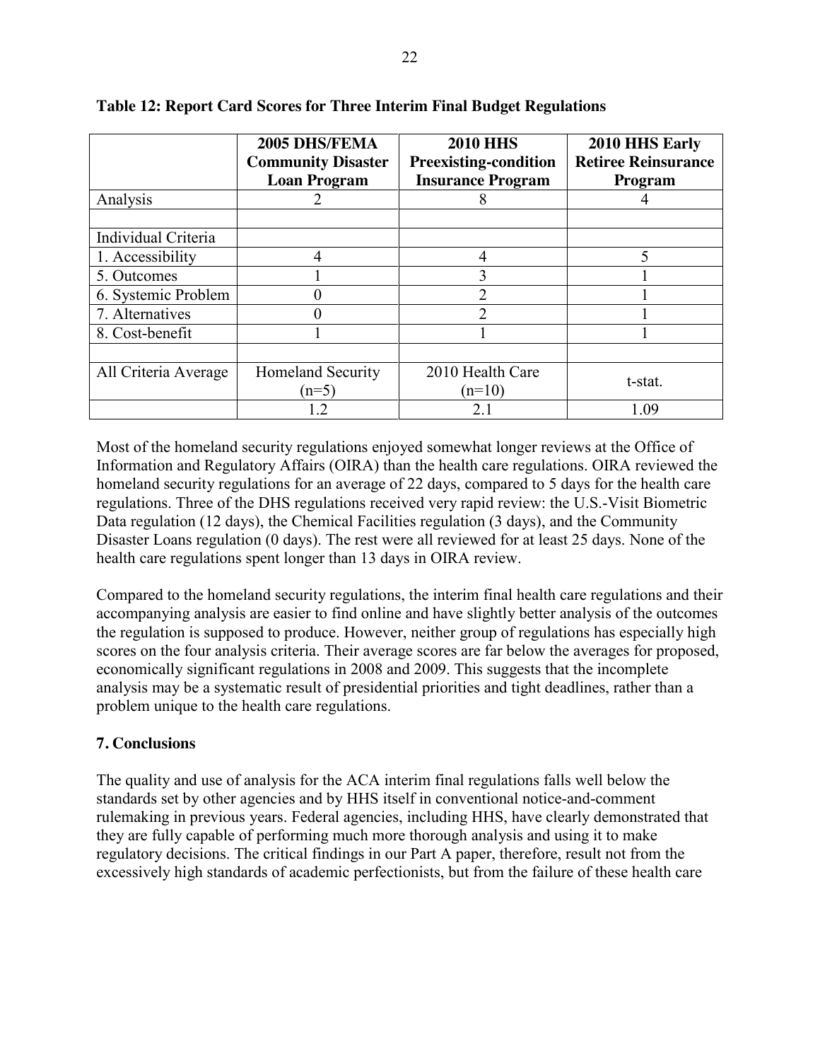**Table 12: Report Card Scores for Three Interim Final Budget Regulations**

| | 2005 DHS/FEMA Community Disaster Loan Program | 2010 HHS Preexisting-condition Insurance Program | 2010 HHS Early Retiree Reinsurance Program |
|---|---|---|---|
| Analysis | 2 | 8 | 4 |
| | | | |
| Individual Criteria | | | |
| 1. Accessibility | 4 | 4 | 5 |
| 5. Outcomes | 1 | 3 | 1 |
| 6. Systemic Problem | 0 | 2 | 1 |
| 7. Alternatives | 0 | 2 | 1 |
| 8. Cost-benefit | 1 | 1 | 1 |
| | | | |
| All Criteria Average | Homeland Security (n=5) | 2010 Health Care (n=10) | t-stat. |
| | 1.2 | 2.1 | 1.09 |

Most of the homeland security regulations enjoyed somewhat longer reviews at the Office of Information and Regulatory Affairs (OIRA) than the health care regulations. OIRA reviewed the homeland security regulations for an average of 22 days, compared to 5 days for the health care regulations. Three of the DHS regulations received very rapid review: the U.S.-Visit Biometric Data regulation (12 days), the Chemical Facilities regulation (3 days), and the Community Disaster Loans regulation (0 days). The rest were all reviewed for at least 25 days. None of the health care regulations spent longer than 13 days in OIRA review.

Compared to the homeland security regulations, the interim final health care regulations and their accompanying analysis are easier to find online and have slightly better analysis of the outcomes the regulation is supposed to produce. However, neither group of regulations has especially high scores on the four analysis criteria. Their average scores are far below the averages for proposed, economically significant regulations in 2008 and 2009. This suggests that the incomplete analysis may be a systematic result of presidential priorities and tight deadlines, rather than a problem unique to the health care regulations.

## 7. Conclusions

The quality and use of analysis for the ACA interim final regulations falls well below the standards set by other agencies and by HHS itself in conventional notice-and-comment rulemaking in previous years. Federal agencies, including HHS, have clearly demonstrated that they are fully capable of performing much more thorough analysis and using it to make regulatory decisions. The critical findings in our Part A paper, therefore, result not from the excessively high standards of academic perfectionists, but from the failure of these health care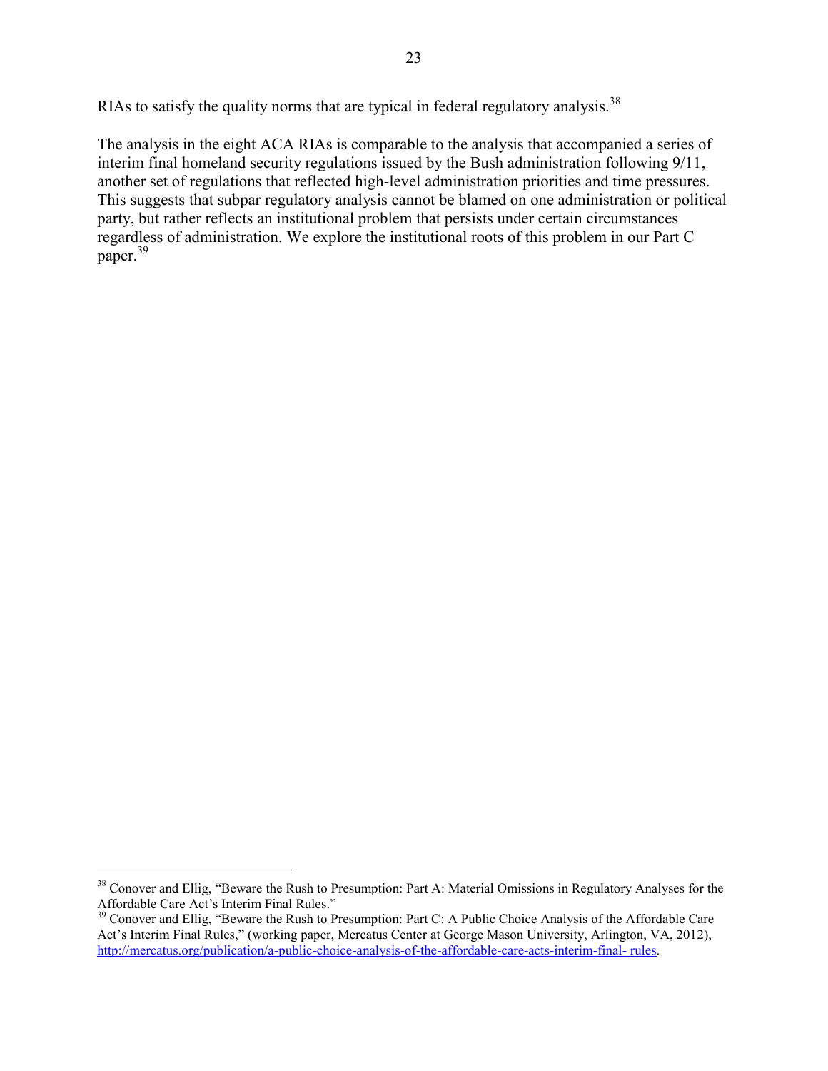RIAs to satisfy the quality norms that are typical in federal regulatory analysis.[38]

The analysis in the eight ACA RIAs is comparable to the analysis that accompanied a series of interim final homeland security regulations issued by the Bush administration following 9/11, another set of regulations that reflected high-level administration priorities and time pressures. This suggests that subpar regulatory analysis cannot be blamed on one administration or political party, but rather reflects an institutional problem that persists under certain circumstances regardless of administration. We explore the institutional roots of this problem in our Part C paper.[39]

---

[38] Conover and Ellig, "Beware the Rush to Presumption: Part A: Material Omissions in Regulatory Analyses for the Affordable Care Act's Interim Final Rules."

[39] Conover and Ellig, "Beware the Rush to Presumption: Part C: A Public Choice Analysis of the Affordable Care Act's Interim Final Rules," (working paper, Mercatus Center at George Mason University, Arlington, VA, 2012), http://mercatus.org/publication/a-public-choice-analysis-of-the-affordable-care-acts-interim-final- rules.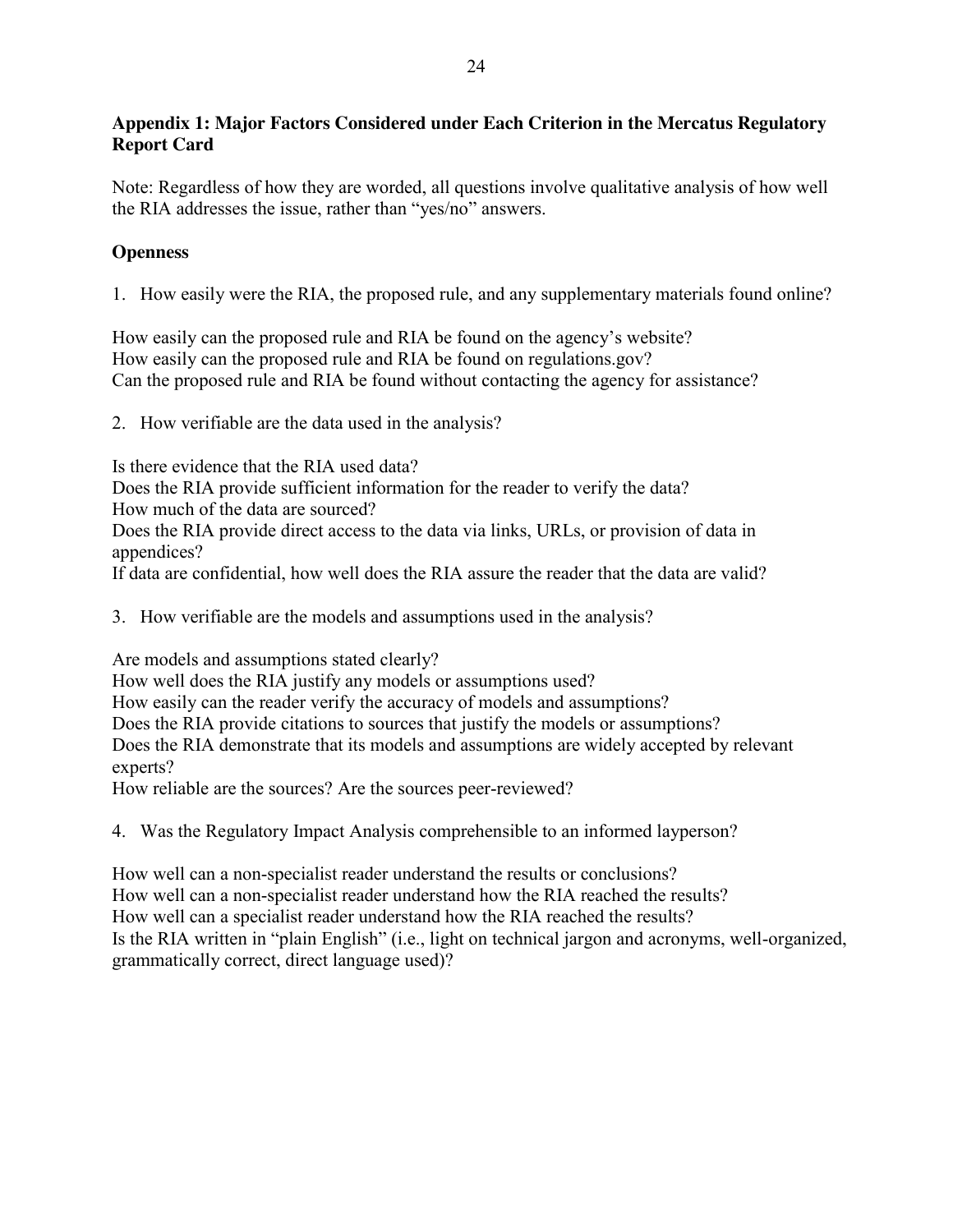## Appendix 1: Major Factors Considered under Each Criterion in the Mercatus Regulatory Report Card

Note: Regardless of how they are worded, all questions involve qualitative analysis of how well the RIA addresses the issue, rather than "yes/no" answers.

### Openness

1. How easily were the RIA, the proposed rule, and any supplementary materials found online?

How easily can the proposed rule and RIA be found on the agency's website?
How easily can the proposed rule and RIA be found on regulations.gov?
Can the proposed rule and RIA be found without contacting the agency for assistance?

2. How verifiable are the data used in the analysis?

Is there evidence that the RIA used data?
Does the RIA provide sufficient information for the reader to verify the data?
How much of the data are sourced?
Does the RIA provide direct access to the data via links, URLs, or provision of data in appendices?
If data are confidential, how well does the RIA assure the reader that the data are valid?

3. How verifiable are the models and assumptions used in the analysis?

Are models and assumptions stated clearly?
How well does the RIA justify any models or assumptions used?
How easily can the reader verify the accuracy of models and assumptions?
Does the RIA provide citations to sources that justify the models or assumptions?
Does the RIA demonstrate that its models and assumptions are widely accepted by relevant experts?
How reliable are the sources? Are the sources peer-reviewed?

4. Was the Regulatory Impact Analysis comprehensible to an informed layperson?

How well can a non-specialist reader understand the results or conclusions?
How well can a non-specialist reader understand how the RIA reached the results?
How well can a specialist reader understand how the RIA reached the results?
Is the RIA written in "plain English" (i.e., light on technical jargon and acronyms, well-organized, grammatically correct, direct language used)?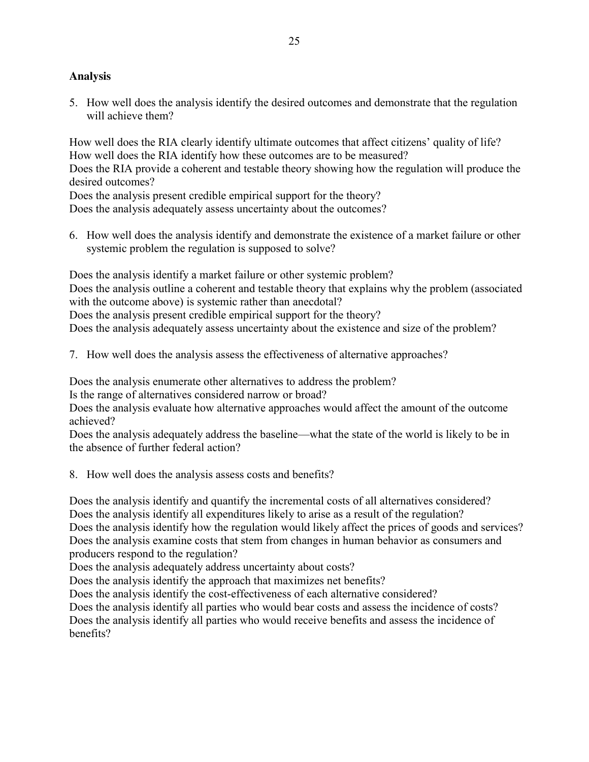## Analysis

5. How well does the analysis identify the desired outcomes and demonstrate that the regulation will achieve them?

How well does the RIA clearly identify ultimate outcomes that affect citizens' quality of life?
How well does the RIA identify how these outcomes are to be measured?
Does the RIA provide a coherent and testable theory showing how the regulation will produce the desired outcomes?
Does the analysis present credible empirical support for the theory?
Does the analysis adequately assess uncertainty about the outcomes?

6. How well does the analysis identify and demonstrate the existence of a market failure or other systemic problem the regulation is supposed to solve?

Does the analysis identify a market failure or other systemic problem?
Does the analysis outline a coherent and testable theory that explains why the problem (associated with the outcome above) is systemic rather than anecdotal?
Does the analysis present credible empirical support for the theory?
Does the analysis adequately assess uncertainty about the existence and size of the problem?

7. How well does the analysis assess the effectiveness of alternative approaches?

Does the analysis enumerate other alternatives to address the problem?
Is the range of alternatives considered narrow or broad?
Does the analysis evaluate how alternative approaches would affect the amount of the outcome achieved?
Does the analysis adequately address the baseline—what the state of the world is likely to be in the absence of further federal action?

8. How well does the analysis assess costs and benefits?

Does the analysis identify and quantify the incremental costs of all alternatives considered?
Does the analysis identify all expenditures likely to arise as a result of the regulation?
Does the analysis identify how the regulation would likely affect the prices of goods and services?
Does the analysis examine costs that stem from changes in human behavior as consumers and producers respond to the regulation?
Does the analysis adequately address uncertainty about costs?
Does the analysis identify the approach that maximizes net benefits?
Does the analysis identify the cost-effectiveness of each alternative considered?
Does the analysis identify all parties who would bear costs and assess the incidence of costs?
Does the analysis identify all parties who would receive benefits and assess the incidence of benefits?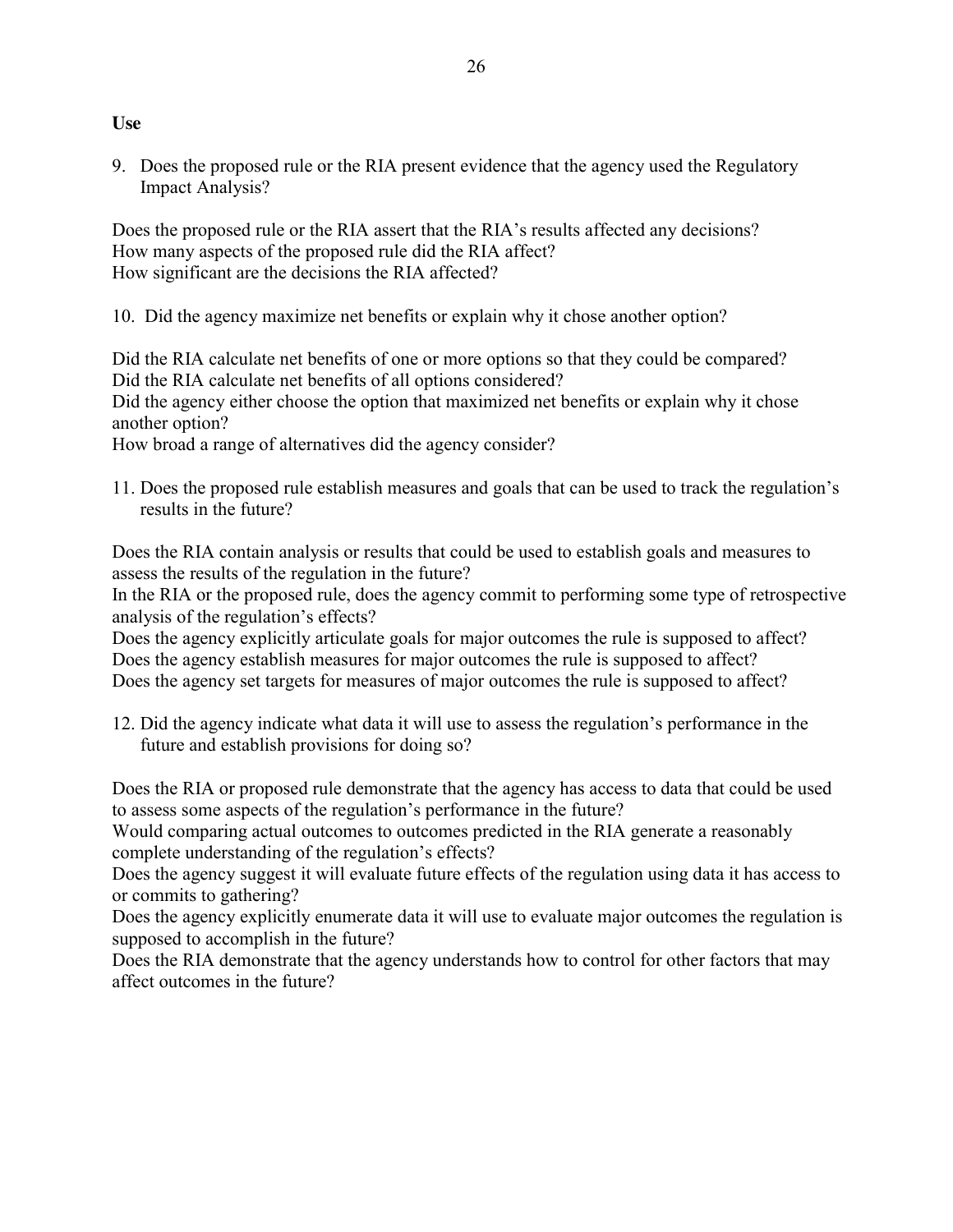**Use**

9. Does the proposed rule or the RIA present evidence that the agency used the Regulatory Impact Analysis?

Does the proposed rule or the RIA assert that the RIA's results affected any decisions?
How many aspects of the proposed rule did the RIA affect?
How significant are the decisions the RIA affected?

10. Did the agency maximize net benefits or explain why it chose another option?

Did the RIA calculate net benefits of one or more options so that they could be compared?
Did the RIA calculate net benefits of all options considered?
Did the agency either choose the option that maximized net benefits or explain why it chose another option?
How broad a range of alternatives did the agency consider?

11. Does the proposed rule establish measures and goals that can be used to track the regulation's results in the future?

Does the RIA contain analysis or results that could be used to establish goals and measures to assess the results of the regulation in the future?
In the RIA or the proposed rule, does the agency commit to performing some type of retrospective analysis of the regulation's effects?
Does the agency explicitly articulate goals for major outcomes the rule is supposed to affect?
Does the agency establish measures for major outcomes the rule is supposed to affect?
Does the agency set targets for measures of major outcomes the rule is supposed to affect?

12. Did the agency indicate what data it will use to assess the regulation's performance in the future and establish provisions for doing so?

Does the RIA or proposed rule demonstrate that the agency has access to data that could be used to assess some aspects of the regulation's performance in the future?
Would comparing actual outcomes to outcomes predicted in the RIA generate a reasonably complete understanding of the regulation's effects?
Does the agency suggest it will evaluate future effects of the regulation using data it has access to or commits to gathering?
Does the agency explicitly enumerate data it will use to evaluate major outcomes the regulation is supposed to accomplish in the future?
Does the RIA demonstrate that the agency understands how to control for other factors that may affect outcomes in the future?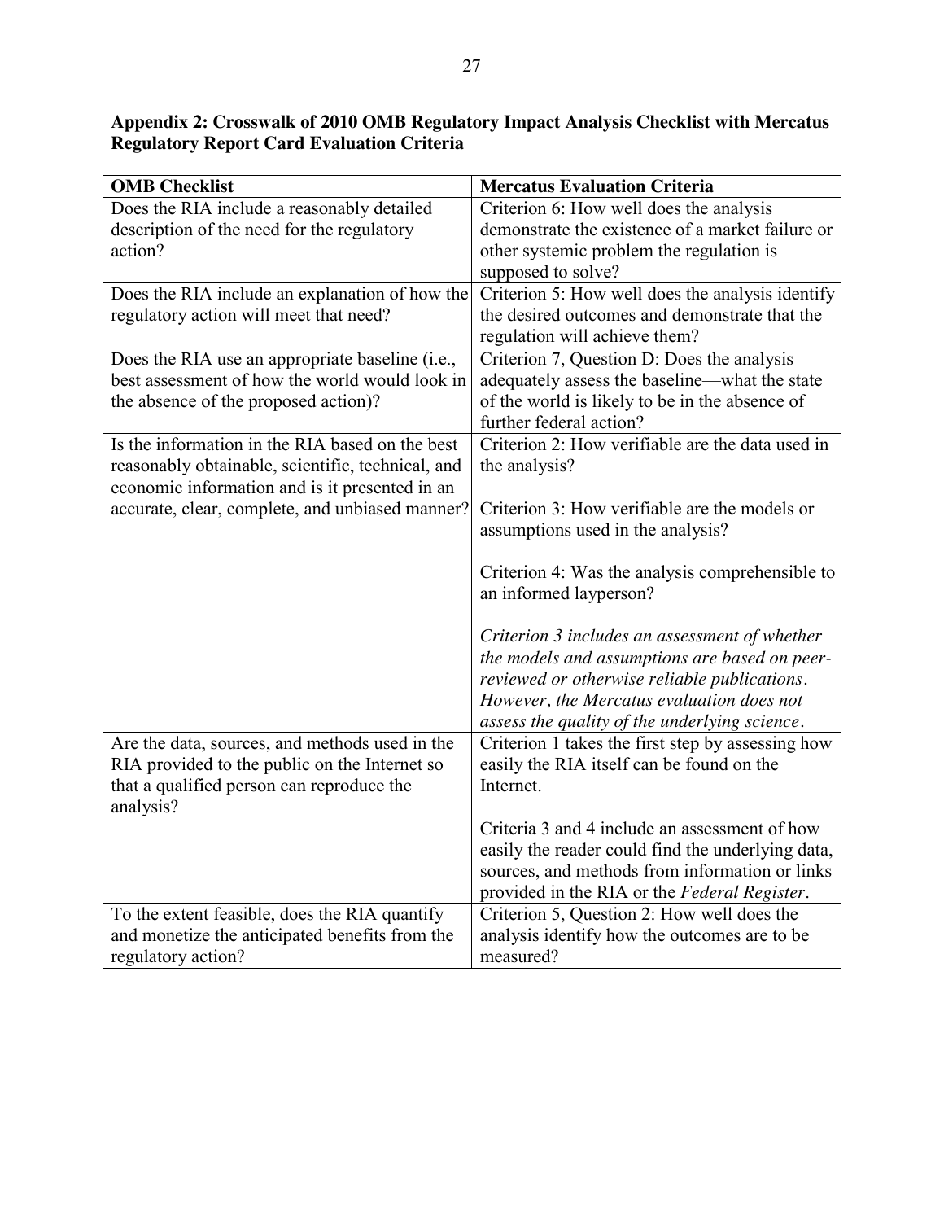## Appendix 2: Crosswalk of 2010 OMB Regulatory Impact Analysis Checklist with Mercatus Regulatory Report Card Evaluation Criteria

| OMB Checklist | Mercatus Evaluation Criteria |
|---|---|
| Does the RIA include a reasonably detailed description of the need for the regulatory action? | Criterion 6: How well does the analysis demonstrate the existence of a market failure or other systemic problem the regulation is supposed to solve? |
| Does the RIA include an explanation of how the regulatory action will meet that need? | Criterion 5: How well does the analysis identify the desired outcomes and demonstrate that the regulation will achieve them? |
| Does the RIA use an appropriate baseline (i.e., best assessment of how the world would look in the absence of the proposed action)? | Criterion 7, Question D: Does the analysis adequately assess the baseline—what the state of the world is likely to be in the absence of further federal action? |
| Is the information in the RIA based on the best reasonably obtainable, scientific, technical, and economic information and is it presented in an accurate, clear, complete, and unbiased manner? | Criterion 2: How verifiable are the data used in the analysis?<br><br>Criterion 3: How verifiable are the models or assumptions used in the analysis?<br><br>Criterion 4: Was the analysis comprehensible to an informed layperson?<br><br>*Criterion 3 includes an assessment of whether the models and assumptions are based on peer-reviewed or otherwise reliable publications. However, the Mercatus evaluation does not assess the quality of the underlying science.* |
| Are the data, sources, and methods used in the RIA provided to the public on the Internet so that a qualified person can reproduce the analysis? | Criterion 1 takes the first step by assessing how easily the RIA itself can be found on the Internet.<br><br>Criteria 3 and 4 include an assessment of how easily the reader could find the underlying data, sources, and methods from information or links provided in the RIA or the *Federal Register*. |
| To the extent feasible, does the RIA quantify and monetize the anticipated benefits from the regulatory action? | Criterion 5, Question 2: How well does the analysis identify how the outcomes are to be measured? |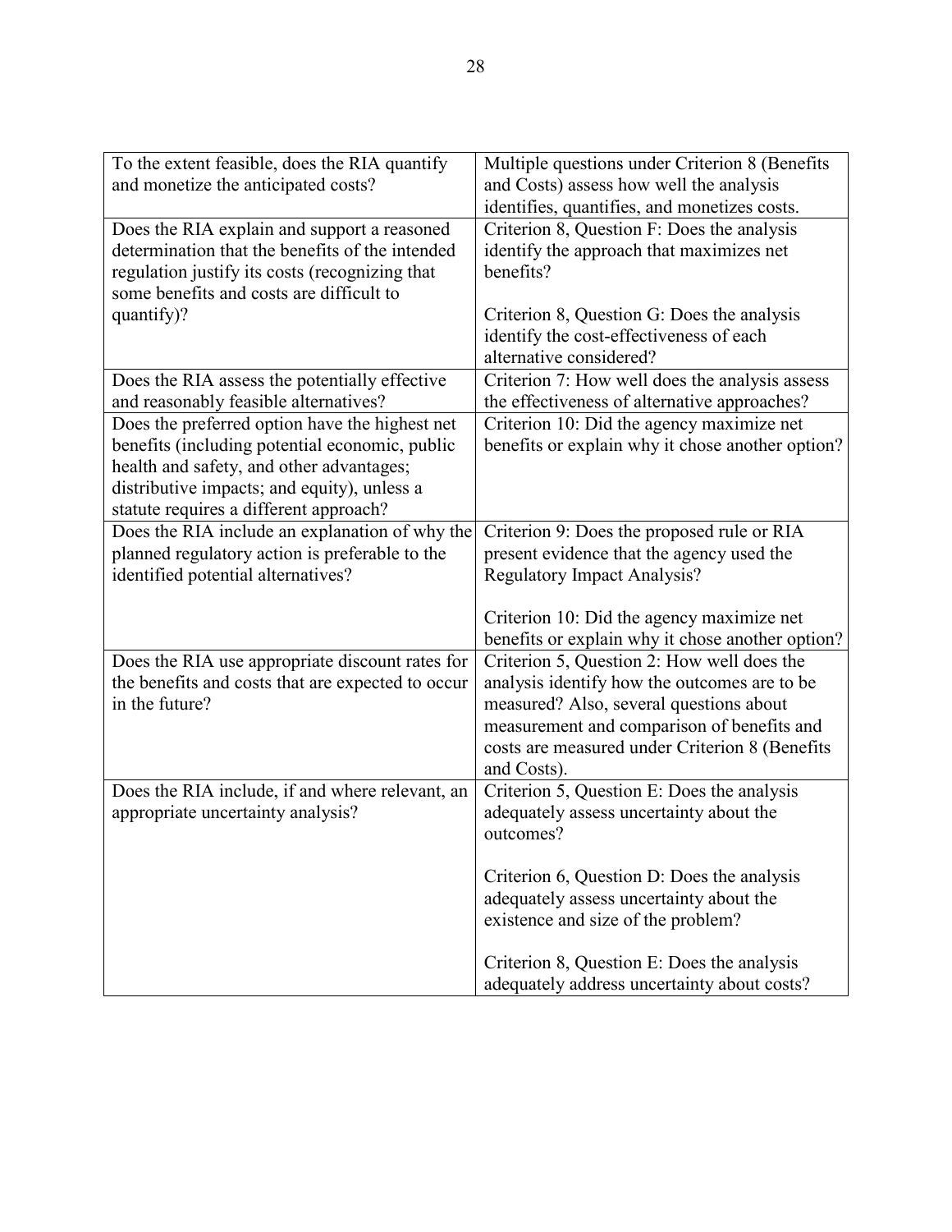| | |
|---|---|
| To the extent feasible, does the RIA quantify and monetize the anticipated costs? | Multiple questions under Criterion 8 (Benefits and Costs) assess how well the analysis identifies, quantifies, and monetizes costs. |
| Does the RIA explain and support a reasoned determination that the benefits of the intended regulation justify its costs (recognizing that some benefits and costs are difficult to quantify)? | Criterion 8, Question F: Does the analysis identify the approach that maximizes net benefits?<br><br>Criterion 8, Question G: Does the analysis identify the cost-effectiveness of each alternative considered? |
| Does the RIA assess the potentially effective and reasonably feasible alternatives? | Criterion 7: How well does the analysis assess the effectiveness of alternative approaches? |
| Does the preferred option have the highest net benefits (including potential economic, public health and safety, and other advantages; distributive impacts; and equity), unless a statute requires a different approach? | Criterion 10: Did the agency maximize net benefits or explain why it chose another option? |
| Does the RIA include an explanation of why the planned regulatory action is preferable to the identified potential alternatives? | Criterion 9: Does the proposed rule or RIA present evidence that the agency used the Regulatory Impact Analysis?<br><br>Criterion 10: Did the agency maximize net benefits or explain why it chose another option? |
| Does the RIA use appropriate discount rates for the benefits and costs that are expected to occur in the future? | Criterion 5, Question 2: How well does the analysis identify how the outcomes are to be measured? Also, several questions about measurement and comparison of benefits and costs are measured under Criterion 8 (Benefits and Costs). |
| Does the RIA include, if and where relevant, an appropriate uncertainty analysis? | Criterion 5, Question E: Does the analysis adequately assess uncertainty about the outcomes?<br><br>Criterion 6, Question D: Does the analysis adequately assess uncertainty about the existence and size of the problem?<br><br>Criterion 8, Question E: Does the analysis adequately address uncertainty about costs? |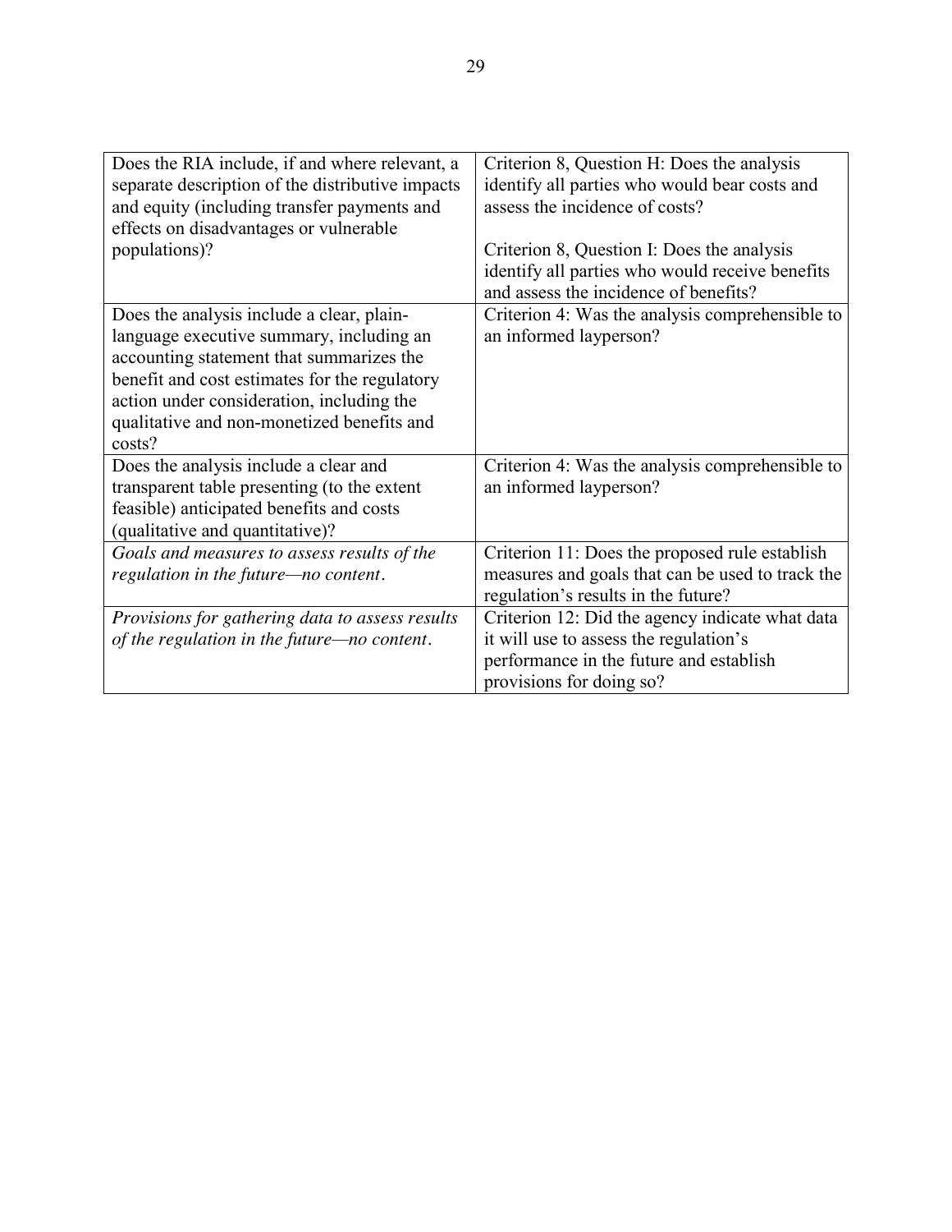| | |
|---|---|
| Does the RIA include, if and where relevant, a separate description of the distributive impacts and equity (including transfer payments and effects on disadvantages or vulnerable populations)? | Criterion 8, Question H: Does the analysis identify all parties who would bear costs and assess the incidence of costs?<br><br>Criterion 8, Question I: Does the analysis identify all parties who would receive benefits and assess the incidence of benefits? |
| Does the analysis include a clear, plain-language executive summary, including an accounting statement that summarizes the benefit and cost estimates for the regulatory action under consideration, including the qualitative and non-monetized benefits and costs? | Criterion 4: Was the analysis comprehensible to an informed layperson? |
| Does the analysis include a clear and transparent table presenting (to the extent feasible) anticipated benefits and costs (qualitative and quantitative)? | Criterion 4: Was the analysis comprehensible to an informed layperson? |
| *Goals and measures to assess results of the regulation in the future—no content.* | Criterion 11: Does the proposed rule establish measures and goals that can be used to track the regulation's results in the future? |
| *Provisions for gathering data to assess results of the regulation in the future—no content.* | Criterion 12: Did the agency indicate what data it will use to assess the regulation's performance in the future and establish provisions for doing so? |